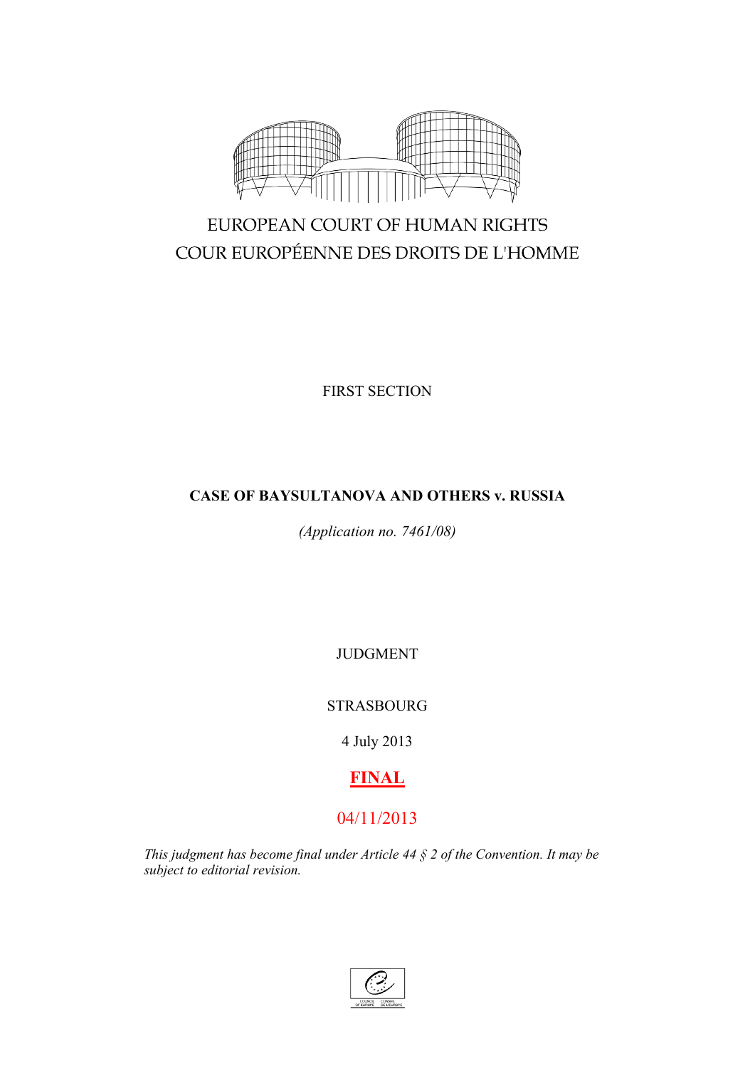EUROPEAN COURT OF HUMAN RIGHTS

COUR EUROPÉENNE DES DROITS DE L'HOMME

FIRST SECTION

**CASE OF BAYSULTANOVA AND OTHERS v. RUSSIA**

*(Application no. 7461/08)*

JUDGMENT

STRASBOURG

4 July 2013

**FINAL**

04/11/2013

*This judgment has become final under Article 44 § 2 of the Convention. It may be subject to editorial revision.*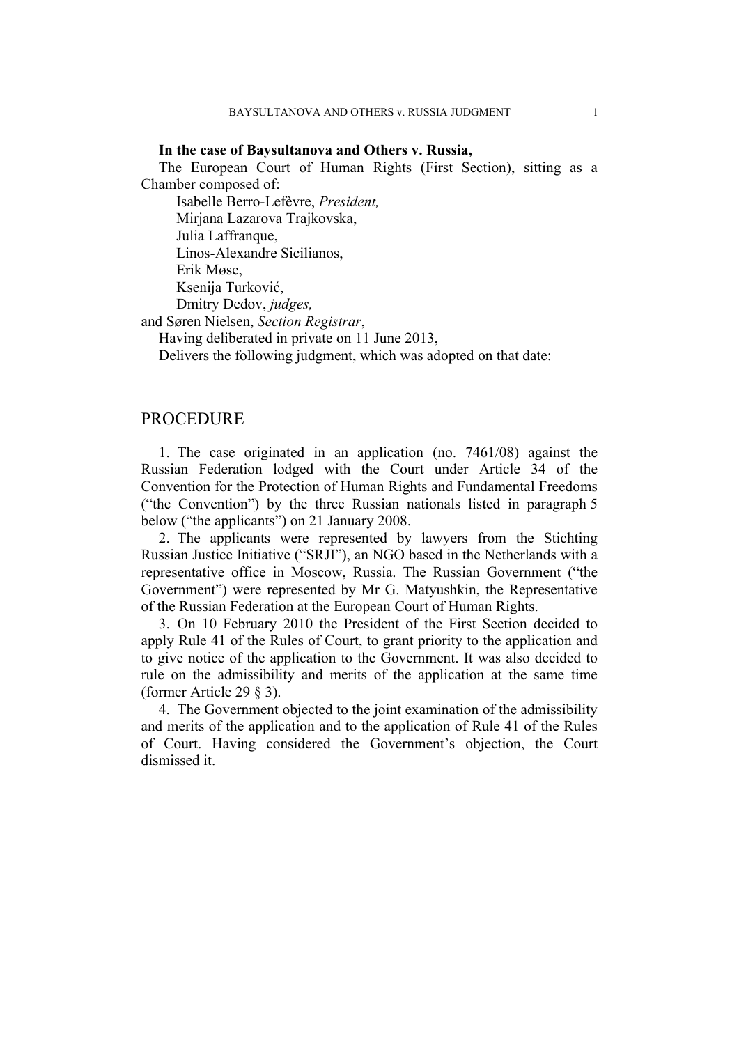**In the case of Baysultanova and Others v. Russia,**

The European Court of Human Rights (First Section), sitting as a Chamber composed of:

Isabelle Berro-Lefèvre, *President,*
Mirjana Lazarova Trajkovska,
Julia Laffranque,
Linos-Alexandre Sicilianos,
Erik Møse,
Ksenija Turković,
Dmitry Dedov, *judges,*
and Søren Nielsen, *Section Registrar*,

Having deliberated in private on 11 June 2013,

Delivers the following judgment, which was adopted on that date:

# PROCEDURE

1. The case originated in an application (no. 7461/08) against the Russian Federation lodged with the Court under Article 34 of the Convention for the Protection of Human Rights and Fundamental Freedoms ("the Convention") by the three Russian nationals listed in paragraph 5 below ("the applicants") on 21 January 2008.

2. The applicants were represented by lawyers from the Stichting Russian Justice Initiative ("SRJI"), an NGO based in the Netherlands with a representative office in Moscow, Russia. The Russian Government ("the Government") were represented by Mr G. Matyushkin, the Representative of the Russian Federation at the European Court of Human Rights.

3. On 10 February 2010 the President of the First Section decided to apply Rule 41 of the Rules of Court, to grant priority to the application and to give notice of the application to the Government. It was also decided to rule on the admissibility and merits of the application at the same time (former Article 29 § 3).

4. The Government objected to the joint examination of the admissibility and merits of the application and to the application of Rule 41 of the Rules of Court. Having considered the Government's objection, the Court dismissed it.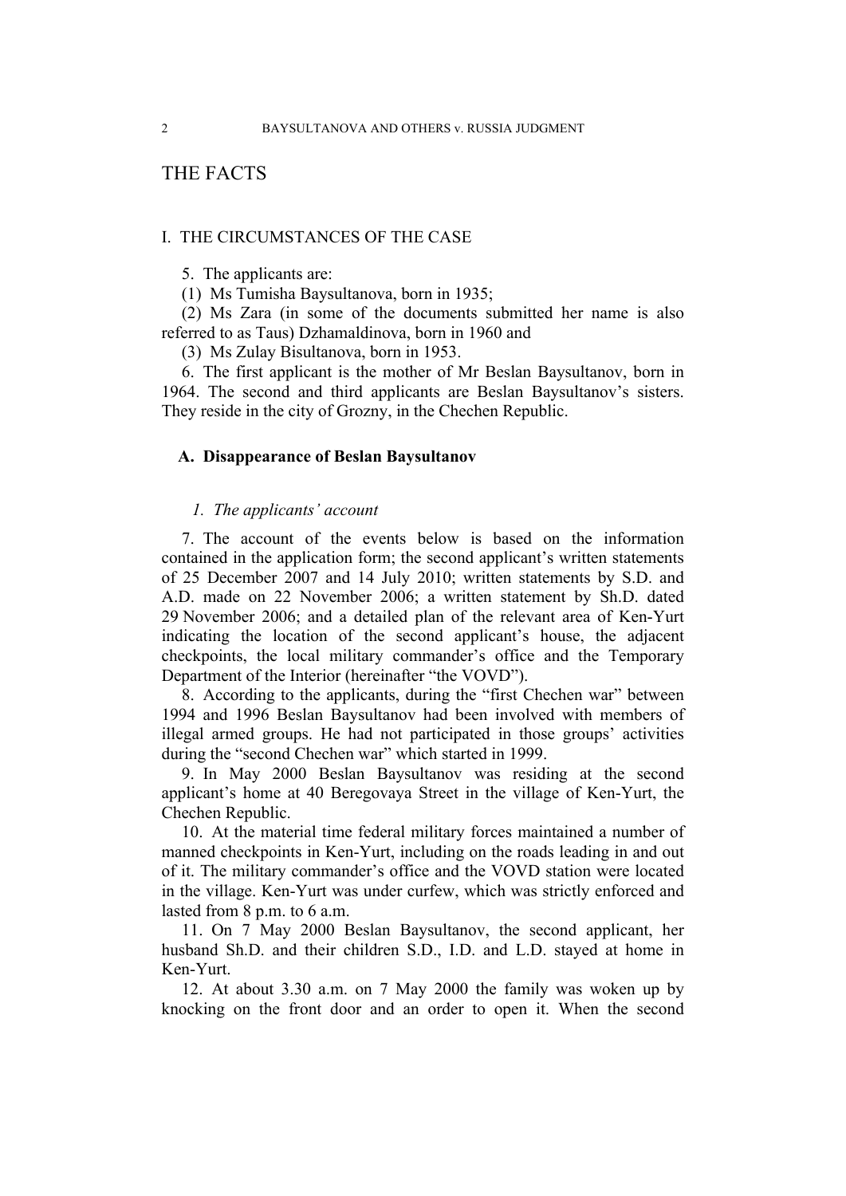# THE FACTS

## I. THE CIRCUMSTANCES OF THE CASE

5. The applicants are:

(1) Ms Tumisha Baysultanova, born in 1935;

(2) Ms Zara (in some of the documents submitted her name is also referred to as Taus) Dzhamaldinova, born in 1960 and

(3) Ms Zulay Bisultanova, born in 1953.

6. The first applicant is the mother of Mr Beslan Baysultanov, born in 1964. The second and third applicants are Beslan Baysultanov's sisters. They reside in the city of Grozny, in the Chechen Republic.

### A. Disappearance of Beslan Baysultanov

#### *1. The applicants' account*

7. The account of the events below is based on the information contained in the application form; the second applicant's written statements of 25 December 2007 and 14 July 2010; written statements by S.D. and A.D. made on 22 November 2006; a written statement by Sh.D. dated 29 November 2006; and a detailed plan of the relevant area of Ken-Yurt indicating the location of the second applicant's house, the adjacent checkpoints, the local military commander's office and the Temporary Department of the Interior (hereinafter "the VOVD").

8. According to the applicants, during the "first Chechen war" between 1994 and 1996 Beslan Baysultanov had been involved with members of illegal armed groups. He had not participated in those groups' activities during the "second Chechen war" which started in 1999.

9. In May 2000 Beslan Baysultanov was residing at the second applicant's home at 40 Beregovaya Street in the village of Ken-Yurt, the Chechen Republic.

10. At the material time federal military forces maintained a number of manned checkpoints in Ken-Yurt, including on the roads leading in and out of it. The military commander's office and the VOVD station were located in the village. Ken-Yurt was under curfew, which was strictly enforced and lasted from 8 p.m. to 6 a.m.

11. On 7 May 2000 Beslan Baysultanov, the second applicant, her husband Sh.D. and their children S.D., I.D. and L.D. stayed at home in Ken-Yurt.

12. At about 3.30 a.m. on 7 May 2000 the family was woken up by knocking on the front door and an order to open it. When the second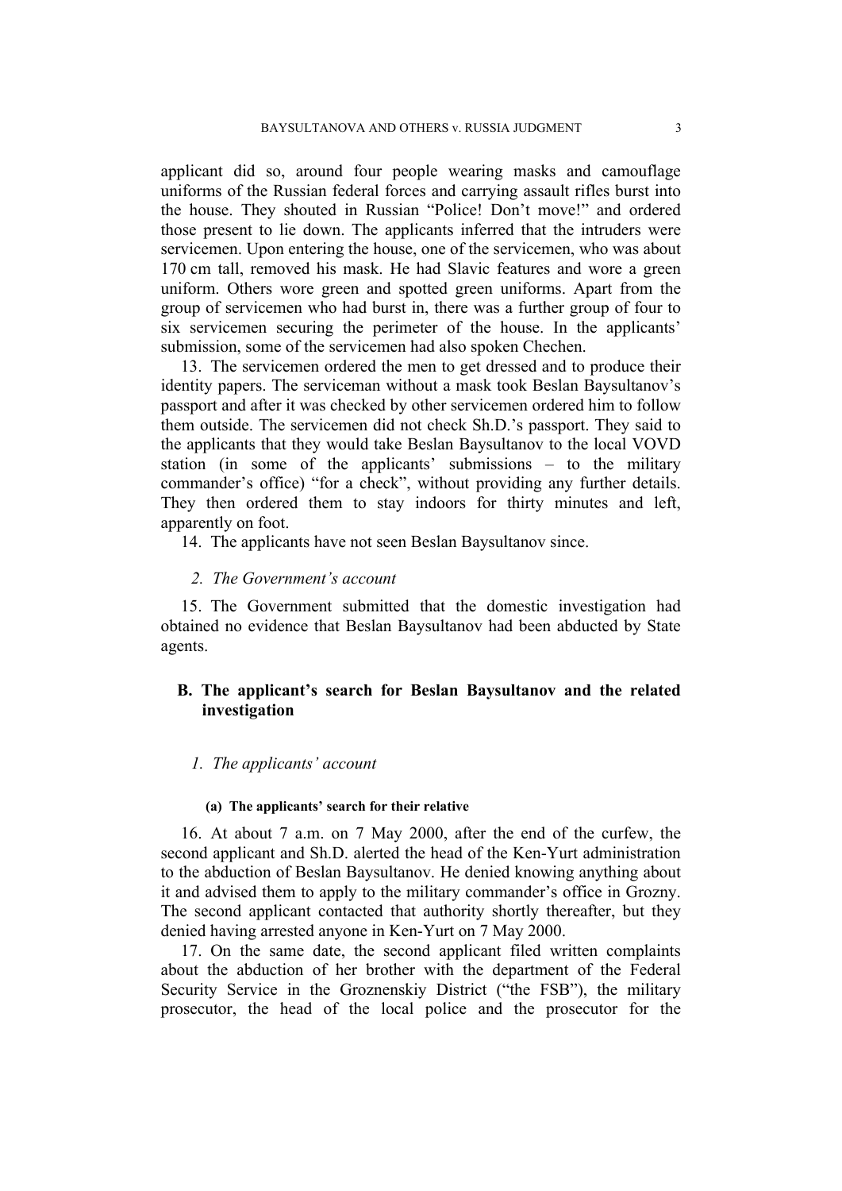applicant did so, around four people wearing masks and camouflage uniforms of the Russian federal forces and carrying assault rifles burst into the house. They shouted in Russian "Police! Don't move!" and ordered those present to lie down. The applicants inferred that the intruders were servicemen. Upon entering the house, one of the servicemen, who was about 170 cm tall, removed his mask. He had Slavic features and wore a green uniform. Others wore green and spotted green uniforms. Apart from the group of servicemen who had burst in, there was a further group of four to six servicemen securing the perimeter of the house. In the applicants' submission, some of the servicemen had also spoken Chechen.

13. The servicemen ordered the men to get dressed and to produce their identity papers. The serviceman without a mask took Beslan Baysultanov's passport and after it was checked by other servicemen ordered him to follow them outside. The servicemen did not check Sh.D.'s passport. They said to the applicants that they would take Beslan Baysultanov to the local VOVD station (in some of the applicants' submissions – to the military commander's office) "for a check", without providing any further details. They then ordered them to stay indoors for thirty minutes and left, apparently on foot.

14. The applicants have not seen Beslan Baysultanov since.

### *2. The Government's account*

15. The Government submitted that the domestic investigation had obtained no evidence that Beslan Baysultanov had been abducted by State agents.

## B. The applicant's search for Beslan Baysultanov and the related investigation

### *1. The applicants' account*

#### (a) The applicants' search for their relative

16. At about 7 a.m. on 7 May 2000, after the end of the curfew, the second applicant and Sh.D. alerted the head of the Ken-Yurt administration to the abduction of Beslan Baysultanov. He denied knowing anything about it and advised them to apply to the military commander's office in Grozny. The second applicant contacted that authority shortly thereafter, but they denied having arrested anyone in Ken-Yurt on 7 May 2000.

17. On the same date, the second applicant filed written complaints about the abduction of her brother with the department of the Federal Security Service in the Groznenskiy District ("the FSB"), the military prosecutor, the head of the local police and the prosecutor for the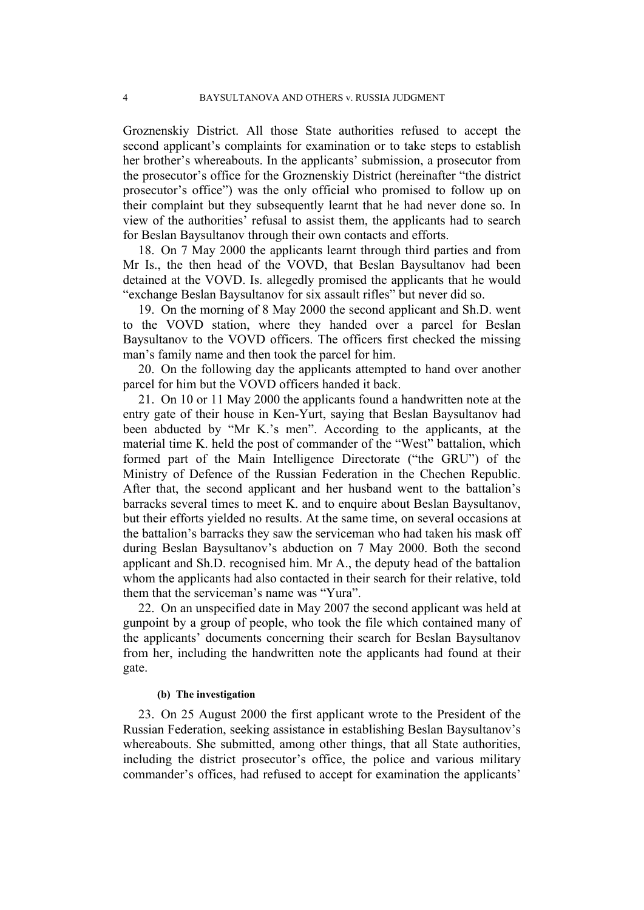Groznenskiy District. All those State authorities refused to accept the second applicant's complaints for examination or to take steps to establish her brother's whereabouts. In the applicants' submission, a prosecutor from the prosecutor's office for the Groznenskiy District (hereinafter "the district prosecutor's office") was the only official who promised to follow up on their complaint but they subsequently learnt that he had never done so. In view of the authorities' refusal to assist them, the applicants had to search for Beslan Baysultanov through their own contacts and efforts.

18. On 7 May 2000 the applicants learnt through third parties and from Mr Is., the then head of the VOVD, that Beslan Baysultanov had been detained at the VOVD. Is. allegedly promised the applicants that he would "exchange Beslan Baysultanov for six assault rifles" but never did so.

19. On the morning of 8 May 2000 the second applicant and Sh.D. went to the VOVD station, where they handed over a parcel for Beslan Baysultanov to the VOVD officers. The officers first checked the missing man's family name and then took the parcel for him.

20. On the following day the applicants attempted to hand over another parcel for him but the VOVD officers handed it back.

21. On 10 or 11 May 2000 the applicants found a handwritten note at the entry gate of their house in Ken-Yurt, saying that Beslan Baysultanov had been abducted by "Mr K.'s men". According to the applicants, at the material time K. held the post of commander of the "West" battalion, which formed part of the Main Intelligence Directorate ("the GRU") of the Ministry of Defence of the Russian Federation in the Chechen Republic. After that, the second applicant and her husband went to the battalion's barracks several times to meet K. and to enquire about Beslan Baysultanov, but their efforts yielded no results. At the same time, on several occasions at the battalion's barracks they saw the serviceman who had taken his mask off during Beslan Baysultanov's abduction on 7 May 2000. Both the second applicant and Sh.D. recognised him. Mr A., the deputy head of the battalion whom the applicants had also contacted in their search for their relative, told them that the serviceman's name was "Yura".

22. On an unspecified date in May 2007 the second applicant was held at gunpoint by a group of people, who took the file which contained many of the applicants' documents concerning their search for Beslan Baysultanov from her, including the handwritten note the applicants had found at their gate.

#### (b) The investigation

23. On 25 August 2000 the first applicant wrote to the President of the Russian Federation, seeking assistance in establishing Beslan Baysultanov's whereabouts. She submitted, among other things, that all State authorities, including the district prosecutor's office, the police and various military commander's offices, had refused to accept for examination the applicants'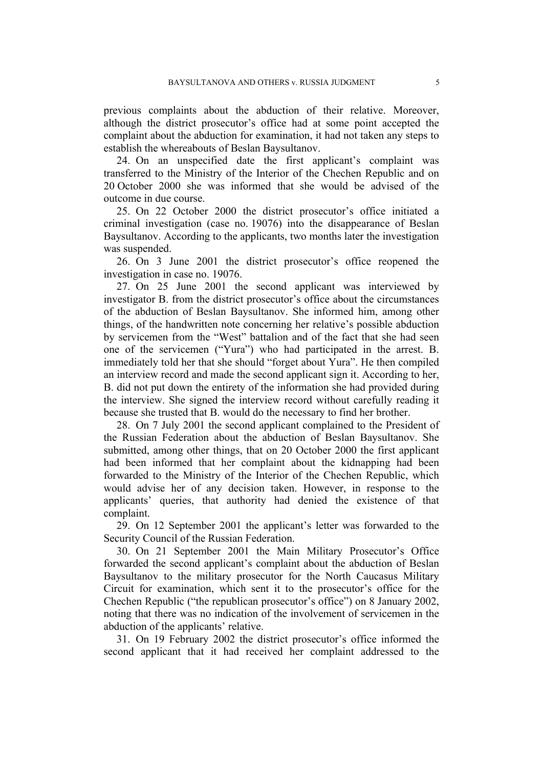previous complaints about the abduction of their relative. Moreover, although the district prosecutor's office had at some point accepted the complaint about the abduction for examination, it had not taken any steps to establish the whereabouts of Beslan Baysultanov.

24. On an unspecified date the first applicant's complaint was transferred to the Ministry of the Interior of the Chechen Republic and on 20 October 2000 she was informed that she would be advised of the outcome in due course.

25. On 22 October 2000 the district prosecutor's office initiated a criminal investigation (case no. 19076) into the disappearance of Beslan Baysultanov. According to the applicants, two months later the investigation was suspended.

26. On 3 June 2001 the district prosecutor's office reopened the investigation in case no. 19076.

27. On 25 June 2001 the second applicant was interviewed by investigator B. from the district prosecutor's office about the circumstances of the abduction of Beslan Baysultanov. She informed him, among other things, of the handwritten note concerning her relative's possible abduction by servicemen from the "West" battalion and of the fact that she had seen one of the servicemen ("Yura") who had participated in the arrest. B. immediately told her that she should "forget about Yura". He then compiled an interview record and made the second applicant sign it. According to her, B. did not put down the entirety of the information she had provided during the interview. She signed the interview record without carefully reading it because she trusted that B. would do the necessary to find her brother.

28. On 7 July 2001 the second applicant complained to the President of the Russian Federation about the abduction of Beslan Baysultanov. She submitted, among other things, that on 20 October 2000 the first applicant had been informed that her complaint about the kidnapping had been forwarded to the Ministry of the Interior of the Chechen Republic, which would advise her of any decision taken. However, in response to the applicants' queries, that authority had denied the existence of that complaint.

29. On 12 September 2001 the applicant's letter was forwarded to the Security Council of the Russian Federation.

30. On 21 September 2001 the Main Military Prosecutor's Office forwarded the second applicant's complaint about the abduction of Beslan Baysultanov to the military prosecutor for the North Caucasus Military Circuit for examination, which sent it to the prosecutor's office for the Chechen Republic ("the republican prosecutor's office") on 8 January 2002, noting that there was no indication of the involvement of servicemen in the abduction of the applicants' relative.

31. On 19 February 2002 the district prosecutor's office informed the second applicant that it had received her complaint addressed to the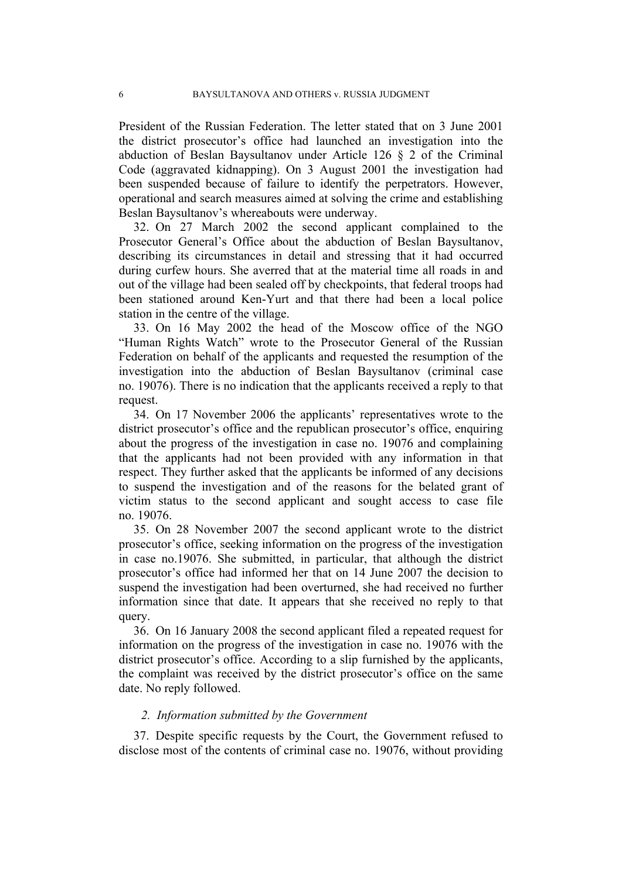President of the Russian Federation. The letter stated that on 3 June 2001 the district prosecutor's office had launched an investigation into the abduction of Beslan Baysultanov under Article 126 § 2 of the Criminal Code (aggravated kidnapping). On 3 August 2001 the investigation had been suspended because of failure to identify the perpetrators. However, operational and search measures aimed at solving the crime and establishing Beslan Baysultanov's whereabouts were underway.

32. On 27 March 2002 the second applicant complained to the Prosecutor General's Office about the abduction of Beslan Baysultanov, describing its circumstances in detail and stressing that it had occurred during curfew hours. She averred that at the material time all roads in and out of the village had been sealed off by checkpoints, that federal troops had been stationed around Ken-Yurt and that there had been a local police station in the centre of the village.

33. On 16 May 2002 the head of the Moscow office of the NGO "Human Rights Watch" wrote to the Prosecutor General of the Russian Federation on behalf of the applicants and requested the resumption of the investigation into the abduction of Beslan Baysultanov (criminal case no. 19076). There is no indication that the applicants received a reply to that request.

34. On 17 November 2006 the applicants' representatives wrote to the district prosecutor's office and the republican prosecutor's office, enquiring about the progress of the investigation in case no. 19076 and complaining that the applicants had not been provided with any information in that respect. They further asked that the applicants be informed of any decisions to suspend the investigation and of the reasons for the belated grant of victim status to the second applicant and sought access to case file no. 19076.

35. On 28 November 2007 the second applicant wrote to the district prosecutor's office, seeking information on the progress of the investigation in case no.19076. She submitted, in particular, that although the district prosecutor's office had informed her that on 14 June 2007 the decision to suspend the investigation had been overturned, she had received no further information since that date. It appears that she received no reply to that query.

36. On 16 January 2008 the second applicant filed a repeated request for information on the progress of the investigation in case no. 19076 with the district prosecutor's office. According to a slip furnished by the applicants, the complaint was received by the district prosecutor's office on the same date. No reply followed.

### *2. Information submitted by the Government*

37. Despite specific requests by the Court, the Government refused to disclose most of the contents of criminal case no. 19076, without providing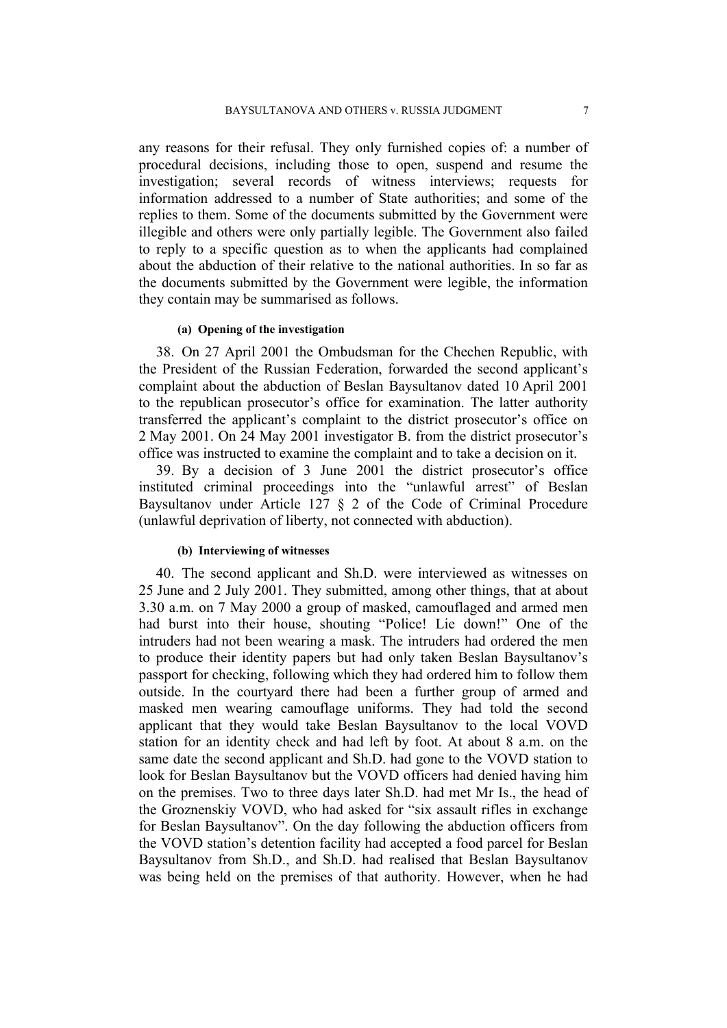any reasons for their refusal. They only furnished copies of: a number of procedural decisions, including those to open, suspend and resume the investigation; several records of witness interviews; requests for information addressed to a number of State authorities; and some of the replies to them. Some of the documents submitted by the Government were illegible and others were only partially legible. The Government also failed to reply to a specific question as to when the applicants had complained about the abduction of their relative to the national authorities. In so far as the documents submitted by the Government were legible, the information they contain may be summarised as follows.

#### (a) Opening of the investigation

38. On 27 April 2001 the Ombudsman for the Chechen Republic, with the President of the Russian Federation, forwarded the second applicant's complaint about the abduction of Beslan Baysultanov dated 10 April 2001 to the republican prosecutor's office for examination. The latter authority transferred the applicant's complaint to the district prosecutor's office on 2 May 2001. On 24 May 2001 investigator B. from the district prosecutor's office was instructed to examine the complaint and to take a decision on it.

39. By a decision of 3 June 2001 the district prosecutor's office instituted criminal proceedings into the "unlawful arrest" of Beslan Baysultanov under Article 127 § 2 of the Code of Criminal Procedure (unlawful deprivation of liberty, not connected with abduction).

#### (b) Interviewing of witnesses

40. The second applicant and Sh.D. were interviewed as witnesses on 25 June and 2 July 2001. They submitted, among other things, that at about 3.30 a.m. on 7 May 2000 a group of masked, camouflaged and armed men had burst into their house, shouting "Police! Lie down!" One of the intruders had not been wearing a mask. The intruders had ordered the men to produce their identity papers but had only taken Beslan Baysultanov's passport for checking, following which they had ordered him to follow them outside. In the courtyard there had been a further group of armed and masked men wearing camouflage uniforms. They had told the second applicant that they would take Beslan Baysultanov to the local VOVD station for an identity check and had left by foot. At about 8 a.m. on the same date the second applicant and Sh.D. had gone to the VOVD station to look for Beslan Baysultanov but the VOVD officers had denied having him on the premises. Two to three days later Sh.D. had met Mr Is., the head of the Groznenskiy VOVD, who had asked for "six assault rifles in exchange for Beslan Baysultanov". On the day following the abduction officers from the VOVD station's detention facility had accepted a food parcel for Beslan Baysultanov from Sh.D., and Sh.D. had realised that Beslan Baysultanov was being held on the premises of that authority. However, when he had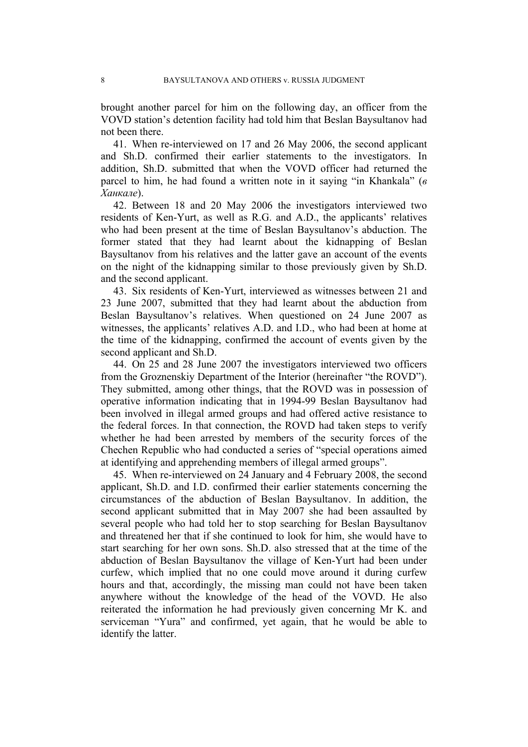brought another parcel for him on the following day, an officer from the VOVD station's detention facility had told him that Beslan Baysultanov had not been there.

41. When re-interviewed on 17 and 26 May 2006, the second applicant and Sh.D. confirmed their earlier statements to the investigators. In addition, Sh.D. submitted that when the VOVD officer had returned the parcel to him, he had found a written note in it saying "in Khankala" (*в Ханкале*).

42. Between 18 and 20 May 2006 the investigators interviewed two residents of Ken-Yurt, as well as R.G. and A.D., the applicants' relatives who had been present at the time of Beslan Baysultanov's abduction. The former stated that they had learnt about the kidnapping of Beslan Baysultanov from his relatives and the latter gave an account of the events on the night of the kidnapping similar to those previously given by Sh.D. and the second applicant.

43. Six residents of Ken-Yurt, interviewed as witnesses between 21 and 23 June 2007, submitted that they had learnt about the abduction from Beslan Baysultanov's relatives. When questioned on 24 June 2007 as witnesses, the applicants' relatives A.D. and I.D., who had been at home at the time of the kidnapping, confirmed the account of events given by the second applicant and Sh.D.

44. On 25 and 28 June 2007 the investigators interviewed two officers from the Groznenskiy Department of the Interior (hereinafter "the ROVD"). They submitted, among other things, that the ROVD was in possession of operative information indicating that in 1994-99 Beslan Baysultanov had been involved in illegal armed groups and had offered active resistance to the federal forces. In that connection, the ROVD had taken steps to verify whether he had been arrested by members of the security forces of the Chechen Republic who had conducted a series of "special operations aimed at identifying and apprehending members of illegal armed groups".

45. When re-interviewed on 24 January and 4 February 2008, the second applicant, Sh.D. and I.D. confirmed their earlier statements concerning the circumstances of the abduction of Beslan Baysultanov. In addition, the second applicant submitted that in May 2007 she had been assaulted by several people who had told her to stop searching for Beslan Baysultanov and threatened her that if she continued to look for him, she would have to start searching for her own sons. Sh.D. also stressed that at the time of the abduction of Beslan Baysultanov the village of Ken-Yurt had been under curfew, which implied that no one could move around it during curfew hours and that, accordingly, the missing man could not have been taken anywhere without the knowledge of the head of the VOVD. He also reiterated the information he had previously given concerning Mr K. and serviceman "Yura" and confirmed, yet again, that he would be able to identify the latter.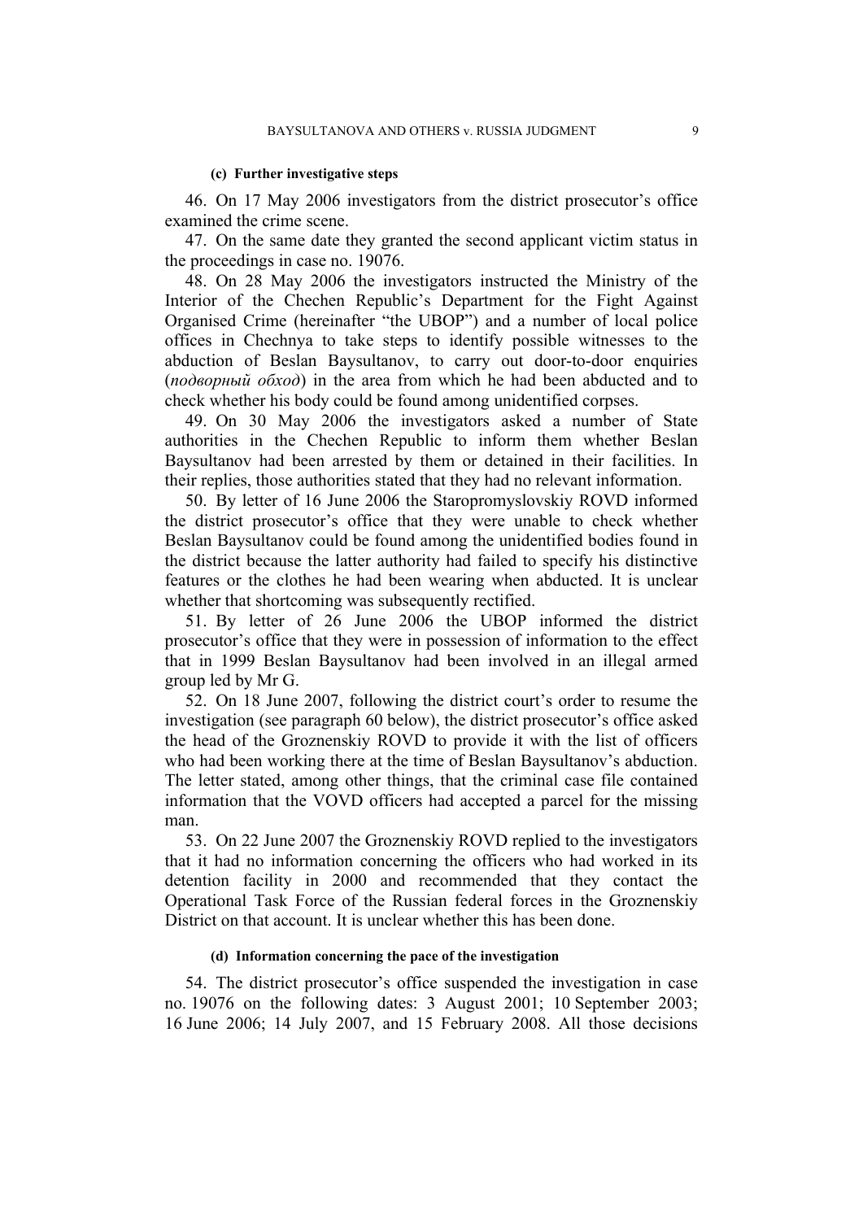#### (c) Further investigative steps

46. On 17 May 2006 investigators from the district prosecutor's office examined the crime scene.

47. On the same date they granted the second applicant victim status in the proceedings in case no. 19076.

48. On 28 May 2006 the investigators instructed the Ministry of the Interior of the Chechen Republic's Department for the Fight Against Organised Crime (hereinafter "the UBOP") and a number of local police offices in Chechnya to take steps to identify possible witnesses to the abduction of Beslan Baysultanov, to carry out door-to-door enquiries (*подворный обход*) in the area from which he had been abducted and to check whether his body could be found among unidentified corpses.

49. On 30 May 2006 the investigators asked a number of State authorities in the Chechen Republic to inform them whether Beslan Baysultanov had been arrested by them or detained in their facilities. In their replies, those authorities stated that they had no relevant information.

50. By letter of 16 June 2006 the Staropromyslovskiy ROVD informed the district prosecutor's office that they were unable to check whether Beslan Baysultanov could be found among the unidentified bodies found in the district because the latter authority had failed to specify his distinctive features or the clothes he had been wearing when abducted. It is unclear whether that shortcoming was subsequently rectified.

51. By letter of 26 June 2006 the UBOP informed the district prosecutor's office that they were in possession of information to the effect that in 1999 Beslan Baysultanov had been involved in an illegal armed group led by Mr G.

52. On 18 June 2007, following the district court's order to resume the investigation (see paragraph 60 below), the district prosecutor's office asked the head of the Groznenskiy ROVD to provide it with the list of officers who had been working there at the time of Beslan Baysultanov's abduction. The letter stated, among other things, that the criminal case file contained information that the VOVD officers had accepted a parcel for the missing man.

53. On 22 June 2007 the Groznenskiy ROVD replied to the investigators that it had no information concerning the officers who had worked in its detention facility in 2000 and recommended that they contact the Operational Task Force of the Russian federal forces in the Groznenskiy District on that account. It is unclear whether this has been done.

#### (d) Information concerning the pace of the investigation

54. The district prosecutor's office suspended the investigation in case no. 19076 on the following dates: 3 August 2001; 10 September 2003; 16 June 2006; 14 July 2007, and 15 February 2008. All those decisions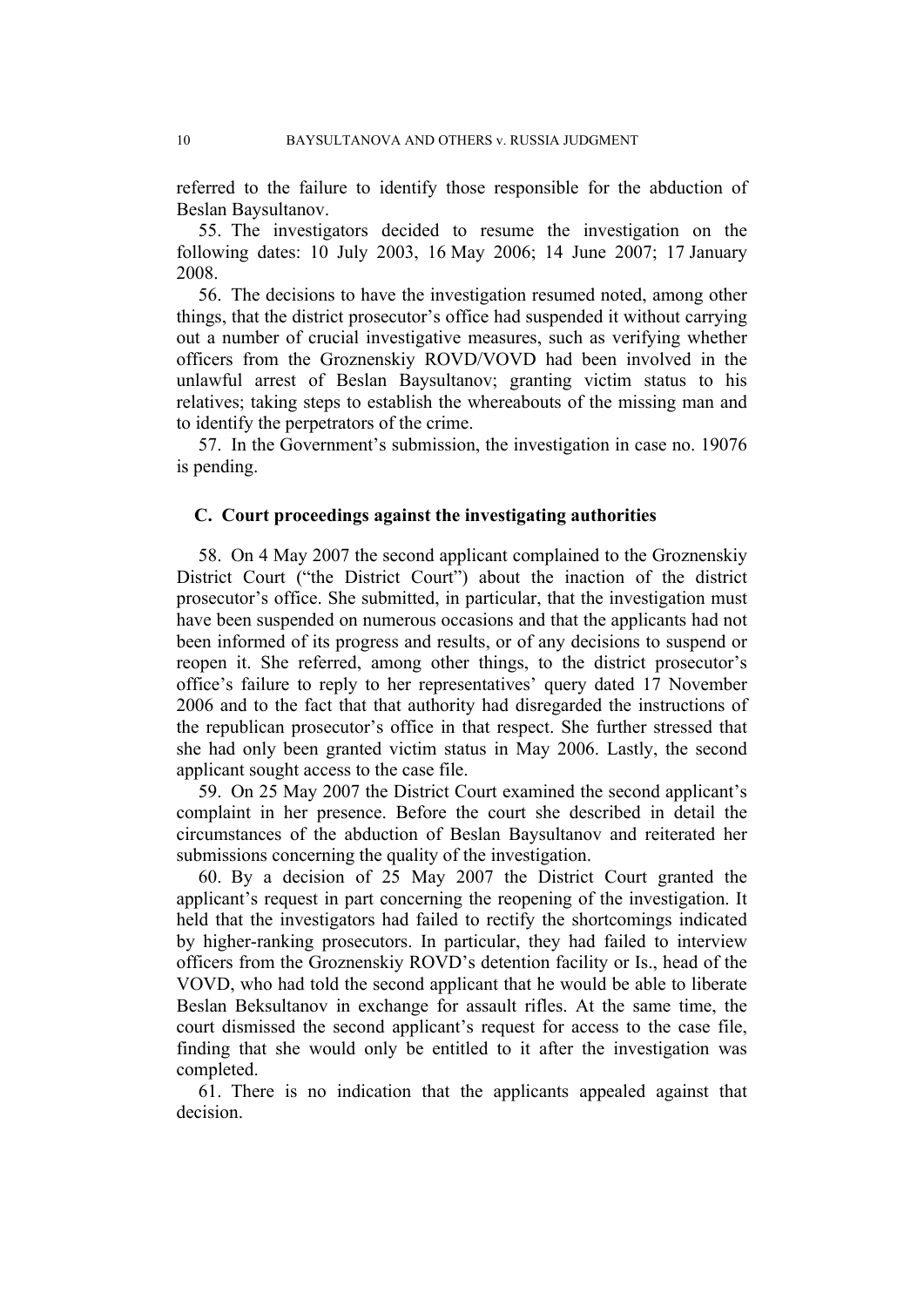referred to the failure to identify those responsible for the abduction of Beslan Baysultanov.

55. The investigators decided to resume the investigation on the following dates: 10 July 2003, 16 May 2006; 14 June 2007; 17 January 2008.

56. The decisions to have the investigation resumed noted, among other things, that the district prosecutor's office had suspended it without carrying out a number of crucial investigative measures, such as verifying whether officers from the Groznenskiy ROVD/VOVD had been involved in the unlawful arrest of Beslan Baysultanov; granting victim status to his relatives; taking steps to establish the whereabouts of the missing man and to identify the perpetrators of the crime.

57. In the Government's submission, the investigation in case no. 19076 is pending.

## C. Court proceedings against the investigating authorities

58. On 4 May 2007 the second applicant complained to the Groznenskiy District Court ("the District Court") about the inaction of the district prosecutor's office. She submitted, in particular, that the investigation must have been suspended on numerous occasions and that the applicants had not been informed of its progress and results, or of any decisions to suspend or reopen it. She referred, among other things, to the district prosecutor's office's failure to reply to her representatives' query dated 17 November 2006 and to the fact that that authority had disregarded the instructions of the republican prosecutor's office in that respect. She further stressed that she had only been granted victim status in May 2006. Lastly, the second applicant sought access to the case file.

59. On 25 May 2007 the District Court examined the second applicant's complaint in her presence. Before the court she described in detail the circumstances of the abduction of Beslan Baysultanov and reiterated her submissions concerning the quality of the investigation.

60. By a decision of 25 May 2007 the District Court granted the applicant's request in part concerning the reopening of the investigation. It held that the investigators had failed to rectify the shortcomings indicated by higher-ranking prosecutors. In particular, they had failed to interview officers from the Groznenskiy ROVD's detention facility or Is., head of the VOVD, who had told the second applicant that he would be able to liberate Beslan Beksultanov in exchange for assault rifles. At the same time, the court dismissed the second applicant's request for access to the case file, finding that she would only be entitled to it after the investigation was completed.

61. There is no indication that the applicants appealed against that decision.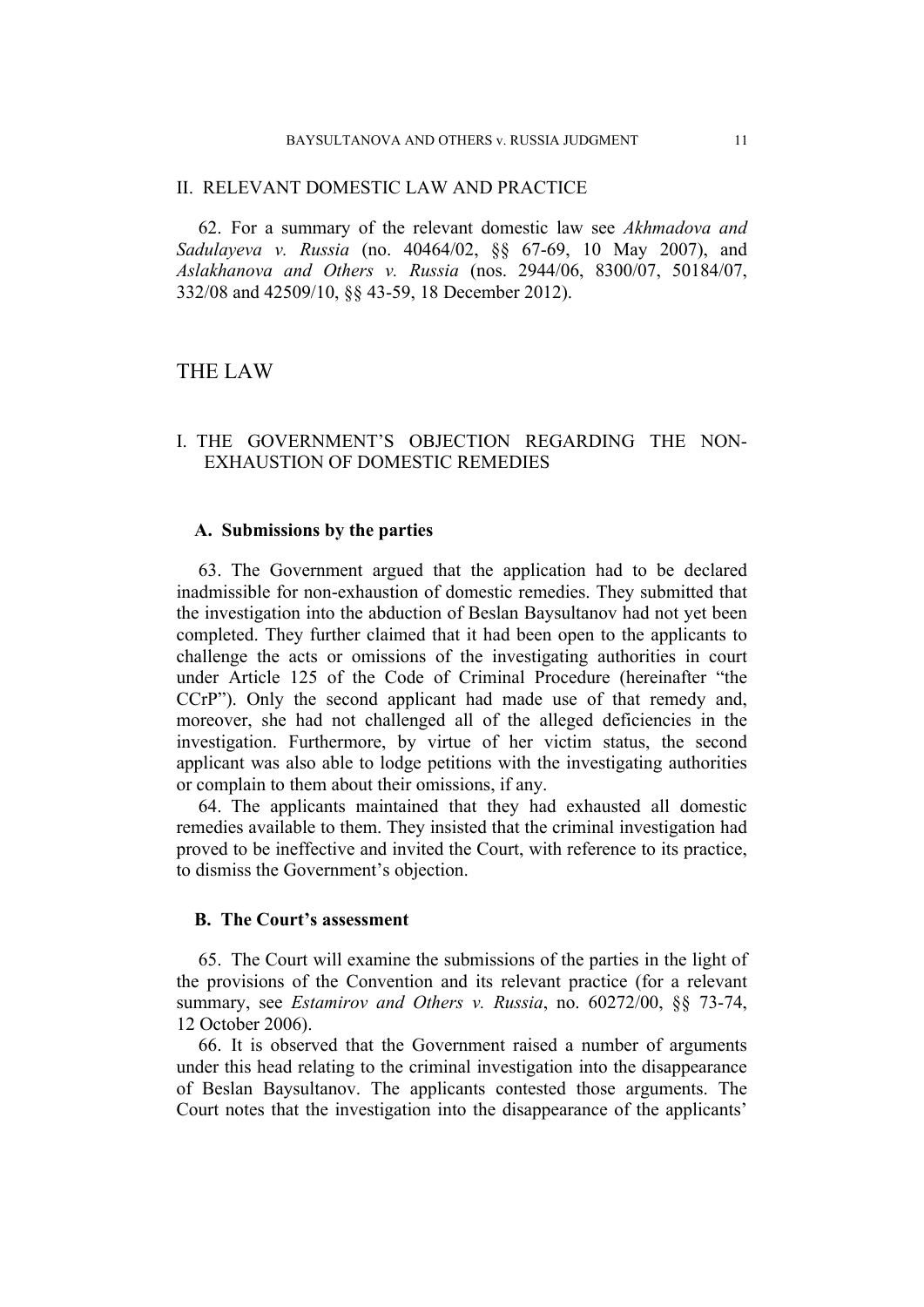## II. RELEVANT DOMESTIC LAW AND PRACTICE

62. For a summary of the relevant domestic law see *Akhmadova and Sadulayeva v. Russia* (no. 40464/02, §§ 67-69, 10 May 2007), and *Aslakhanova and Others v. Russia* (nos. 2944/06, 8300/07, 50184/07, 332/08 and 42509/10, §§ 43-59, 18 December 2012).

# THE LAW

## I. THE GOVERNMENT'S OBJECTION REGARDING THE NON-EXHAUSTION OF DOMESTIC REMEDIES

### A. Submissions by the parties

63. The Government argued that the application had to be declared inadmissible for non-exhaustion of domestic remedies. They submitted that the investigation into the abduction of Beslan Baysultanov had not yet been completed. They further claimed that it had been open to the applicants to challenge the acts or omissions of the investigating authorities in court under Article 125 of the Code of Criminal Procedure (hereinafter "the CCrP"). Only the second applicant had made use of that remedy and, moreover, she had not challenged all of the alleged deficiencies in the investigation. Furthermore, by virtue of her victim status, the second applicant was also able to lodge petitions with the investigating authorities or complain to them about their omissions, if any.

64. The applicants maintained that they had exhausted all domestic remedies available to them. They insisted that the criminal investigation had proved to be ineffective and invited the Court, with reference to its practice, to dismiss the Government's objection.

### B. The Court's assessment

65. The Court will examine the submissions of the parties in the light of the provisions of the Convention and its relevant practice (for a relevant summary, see *Estamirov and Others v. Russia*, no. 60272/00, §§ 73-74, 12 October 2006).

66. It is observed that the Government raised a number of arguments under this head relating to the criminal investigation into the disappearance of Beslan Baysultanov. The applicants contested those arguments. The Court notes that the investigation into the disappearance of the applicants'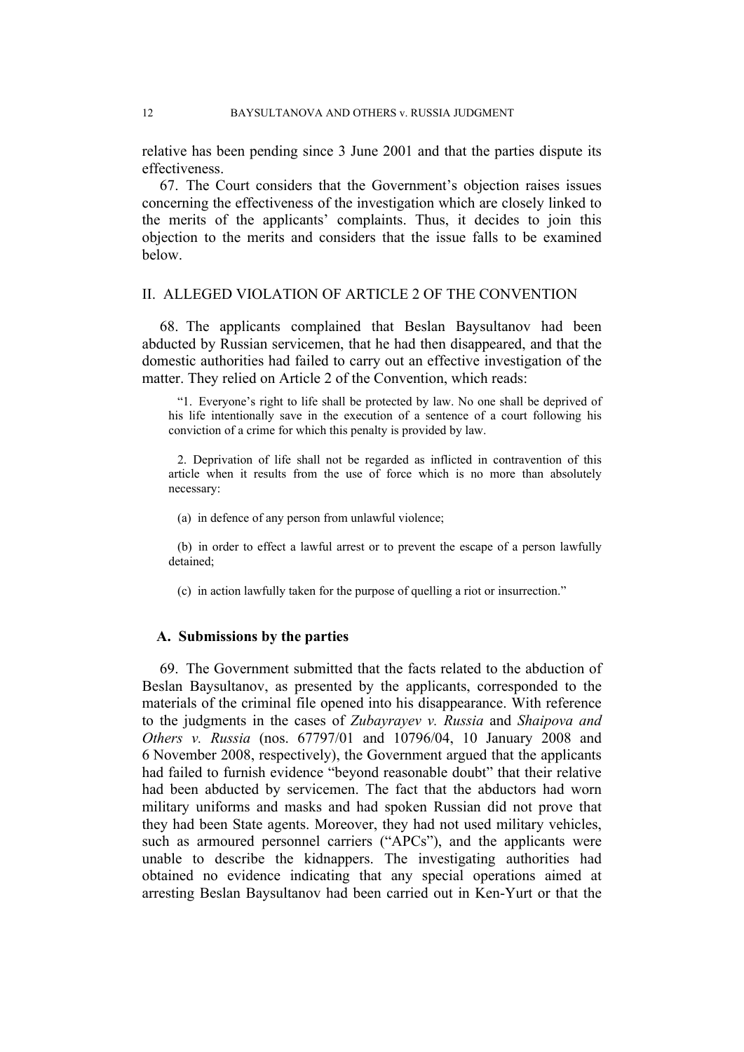relative has been pending since 3 June 2001 and that the parties dispute its effectiveness.

67. The Court considers that the Government's objection raises issues concerning the effectiveness of the investigation which are closely linked to the merits of the applicants' complaints. Thus, it decides to join this objection to the merits and considers that the issue falls to be examined below.

## II. ALLEGED VIOLATION OF ARTICLE 2 OF THE CONVENTION

68. The applicants complained that Beslan Baysultanov had been abducted by Russian servicemen, that he had then disappeared, and that the domestic authorities had failed to carry out an effective investigation of the matter. They relied on Article 2 of the Convention, which reads:

> "1. Everyone's right to life shall be protected by law. No one shall be deprived of his life intentionally save in the execution of a sentence of a court following his conviction of a crime for which this penalty is provided by law.
>
> 2. Deprivation of life shall not be regarded as inflicted in contravention of this article when it results from the use of force which is no more than absolutely necessary:
>
> (a) in defence of any person from unlawful violence;
>
> (b) in order to effect a lawful arrest or to prevent the escape of a person lawfully detained;
>
> (c) in action lawfully taken for the purpose of quelling a riot or insurrection."

### A. Submissions by the parties

69. The Government submitted that the facts related to the abduction of Beslan Baysultanov, as presented by the applicants, corresponded to the materials of the criminal file opened into his disappearance. With reference to the judgments in the cases of *Zubayrayev v. Russia* and *Shaipova and Others v. Russia* (nos. 67797/01 and 10796/04, 10 January 2008 and 6 November 2008, respectively), the Government argued that the applicants had failed to furnish evidence "beyond reasonable doubt" that their relative had been abducted by servicemen. The fact that the abductors had worn military uniforms and masks and had spoken Russian did not prove that they had been State agents. Moreover, they had not used military vehicles, such as armoured personnel carriers ("APCs"), and the applicants were unable to describe the kidnappers. The investigating authorities had obtained no evidence indicating that any special operations aimed at arresting Beslan Baysultanov had been carried out in Ken-Yurt or that the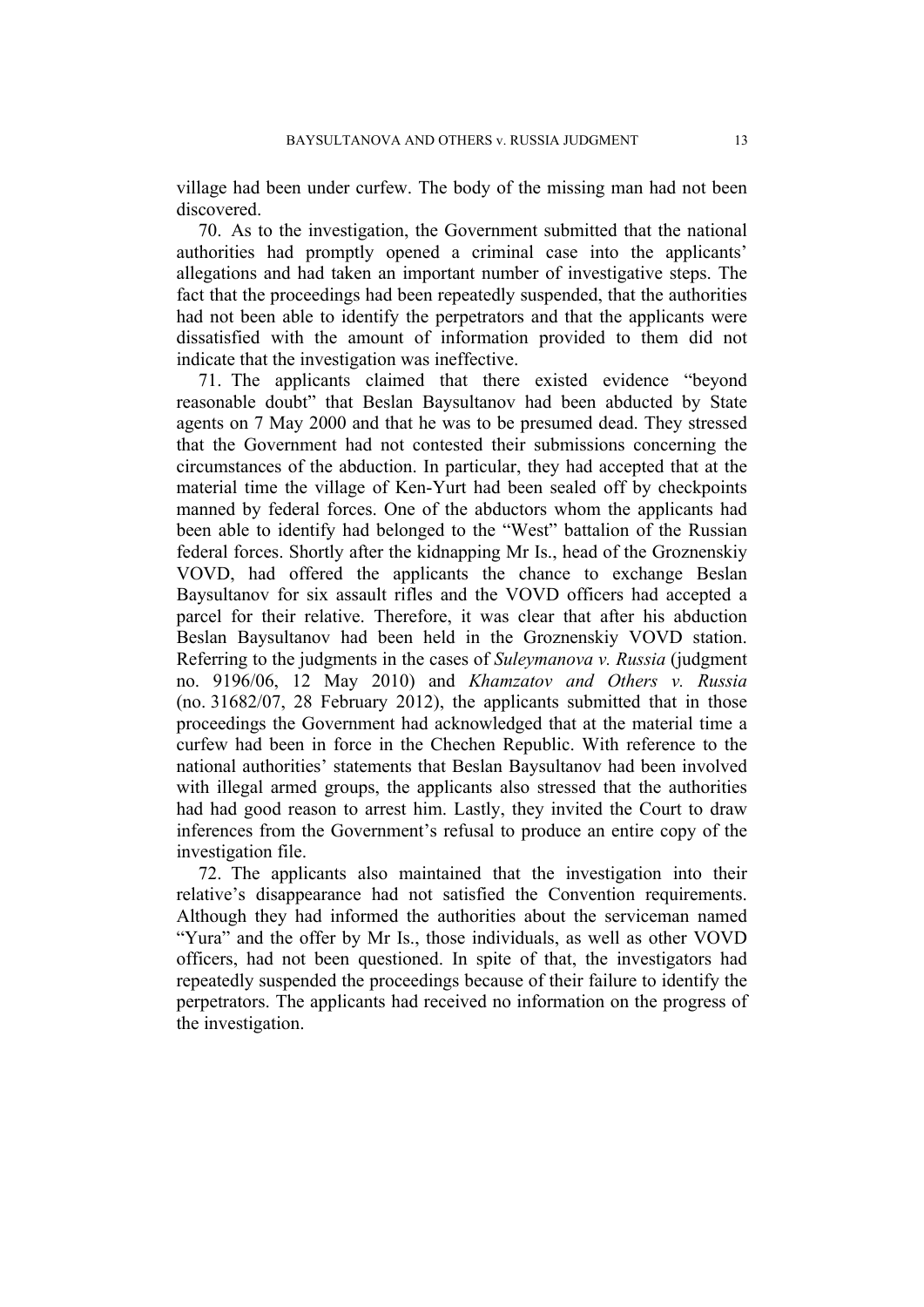village had been under curfew. The body of the missing man had not been discovered.

70. As to the investigation, the Government submitted that the national authorities had promptly opened a criminal case into the applicants' allegations and had taken an important number of investigative steps. The fact that the proceedings had been repeatedly suspended, that the authorities had not been able to identify the perpetrators and that the applicants were dissatisfied with the amount of information provided to them did not indicate that the investigation was ineffective.

71. The applicants claimed that there existed evidence "beyond reasonable doubt" that Beslan Baysultanov had been abducted by State agents on 7 May 2000 and that he was to be presumed dead. They stressed that the Government had not contested their submissions concerning the circumstances of the abduction. In particular, they had accepted that at the material time the village of Ken-Yurt had been sealed off by checkpoints manned by federal forces. One of the abductors whom the applicants had been able to identify had belonged to the "West" battalion of the Russian federal forces. Shortly after the kidnapping Mr Is., head of the Groznenskiy VOVD, had offered the applicants the chance to exchange Beslan Baysultanov for six assault rifles and the VOVD officers had accepted a parcel for their relative. Therefore, it was clear that after his abduction Beslan Baysultanov had been held in the Groznenskiy VOVD station. Referring to the judgments in the cases of *Suleymanova v. Russia* (judgment no. 9196/06, 12 May 2010) and *Khamzatov and Others v. Russia* (no. 31682/07, 28 February 2012), the applicants submitted that in those proceedings the Government had acknowledged that at the material time a curfew had been in force in the Chechen Republic. With reference to the national authorities' statements that Beslan Baysultanov had been involved with illegal armed groups, the applicants also stressed that the authorities had had good reason to arrest him. Lastly, they invited the Court to draw inferences from the Government's refusal to produce an entire copy of the investigation file.

72. The applicants also maintained that the investigation into their relative's disappearance had not satisfied the Convention requirements. Although they had informed the authorities about the serviceman named "Yura" and the offer by Mr Is., those individuals, as well as other VOVD officers, had not been questioned. In spite of that, the investigators had repeatedly suspended the proceedings because of their failure to identify the perpetrators. The applicants had received no information on the progress of the investigation.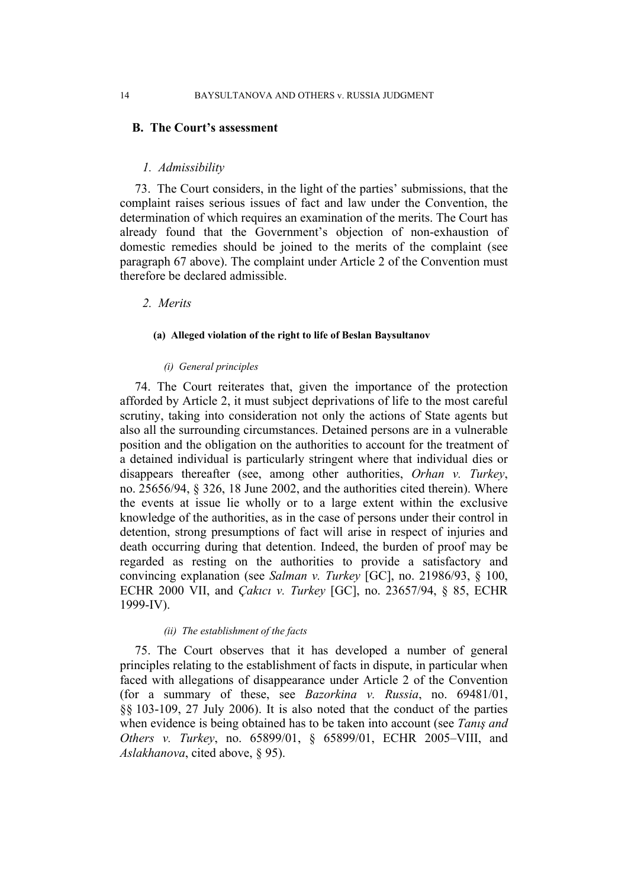## B. The Court's assessment

### *1. Admissibility*

73. The Court considers, in the light of the parties' submissions, that the complaint raises serious issues of fact and law under the Convention, the determination of which requires an examination of the merits. The Court has already found that the Government's objection of non-exhaustion of domestic remedies should be joined to the merits of the complaint (see paragraph 67 above). The complaint under Article 2 of the Convention must therefore be declared admissible.

### *2. Merits*

#### **(a) Alleged violation of the right to life of Beslan Baysultanov**

##### *(i) General principles*

74. The Court reiterates that, given the importance of the protection afforded by Article 2, it must subject deprivations of life to the most careful scrutiny, taking into consideration not only the actions of State agents but also all the surrounding circumstances. Detained persons are in a vulnerable position and the obligation on the authorities to account for the treatment of a detained individual is particularly stringent where that individual dies or disappears thereafter (see, among other authorities, *Orhan v. Turkey*, no. 25656/94, § 326, 18 June 2002, and the authorities cited therein). Where the events at issue lie wholly or to a large extent within the exclusive knowledge of the authorities, as in the case of persons under their control in detention, strong presumptions of fact will arise in respect of injuries and death occurring during that detention. Indeed, the burden of proof may be regarded as resting on the authorities to provide a satisfactory and convincing explanation (see *Salman v. Turkey* [GC], no. 21986/93, § 100, ECHR 2000 VII, and *Çakıcı v. Turkey* [GC], no. 23657/94, § 85, ECHR 1999-IV).

##### *(ii) The establishment of the facts*

75. The Court observes that it has developed a number of general principles relating to the establishment of facts in dispute, in particular when faced with allegations of disappearance under Article 2 of the Convention (for a summary of these, see *Bazorkina v. Russia*, no. 69481/01, §§ 103-109, 27 July 2006). It is also noted that the conduct of the parties when evidence is being obtained has to be taken into account (see *Tanış and Others v. Turkey*, no. 65899/01, § 65899/01, ECHR 2005–VIII, and *Aslakhanova*, cited above, § 95).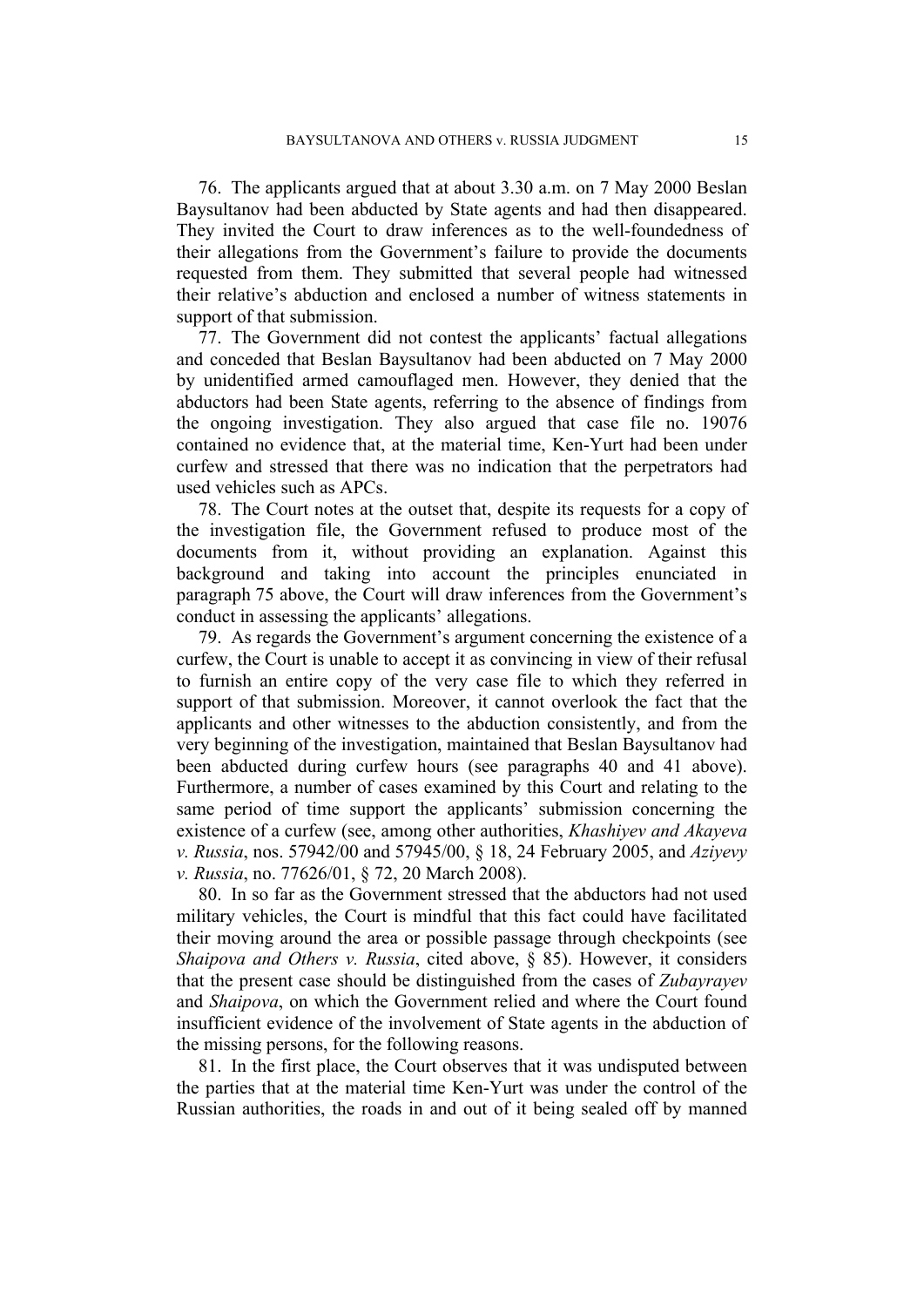76. The applicants argued that at about 3.30 a.m. on 7 May 2000 Beslan Baysultanov had been abducted by State agents and had then disappeared. They invited the Court to draw inferences as to the well-foundedness of their allegations from the Government's failure to provide the documents requested from them. They submitted that several people had witnessed their relative's abduction and enclosed a number of witness statements in support of that submission.

77. The Government did not contest the applicants' factual allegations and conceded that Beslan Baysultanov had been abducted on 7 May 2000 by unidentified armed camouflaged men. However, they denied that the abductors had been State agents, referring to the absence of findings from the ongoing investigation. They also argued that case file no. 19076 contained no evidence that, at the material time, Ken-Yurt had been under curfew and stressed that there was no indication that the perpetrators had used vehicles such as APCs.

78. The Court notes at the outset that, despite its requests for a copy of the investigation file, the Government refused to produce most of the documents from it, without providing an explanation. Against this background and taking into account the principles enunciated in paragraph 75 above, the Court will draw inferences from the Government's conduct in assessing the applicants' allegations.

79. As regards the Government's argument concerning the existence of a curfew, the Court is unable to accept it as convincing in view of their refusal to furnish an entire copy of the very case file to which they referred in support of that submission. Moreover, it cannot overlook the fact that the applicants and other witnesses to the abduction consistently, and from the very beginning of the investigation, maintained that Beslan Baysultanov had been abducted during curfew hours (see paragraphs 40 and 41 above). Furthermore, a number of cases examined by this Court and relating to the same period of time support the applicants' submission concerning the existence of a curfew (see, among other authorities, *Khashiyev and Akayeva v. Russia*, nos. 57942/00 and 57945/00, § 18, 24 February 2005, and *Aziyevy v. Russia*, no. 77626/01, § 72, 20 March 2008).

80. In so far as the Government stressed that the abductors had not used military vehicles, the Court is mindful that this fact could have facilitated their moving around the area or possible passage through checkpoints (see *Shaipova and Others v. Russia*, cited above, § 85). However, it considers that the present case should be distinguished from the cases of *Zubayrayev* and *Shaipova*, on which the Government relied and where the Court found insufficient evidence of the involvement of State agents in the abduction of the missing persons, for the following reasons.

81. In the first place, the Court observes that it was undisputed between the parties that at the material time Ken-Yurt was under the control of the Russian authorities, the roads in and out of it being sealed off by manned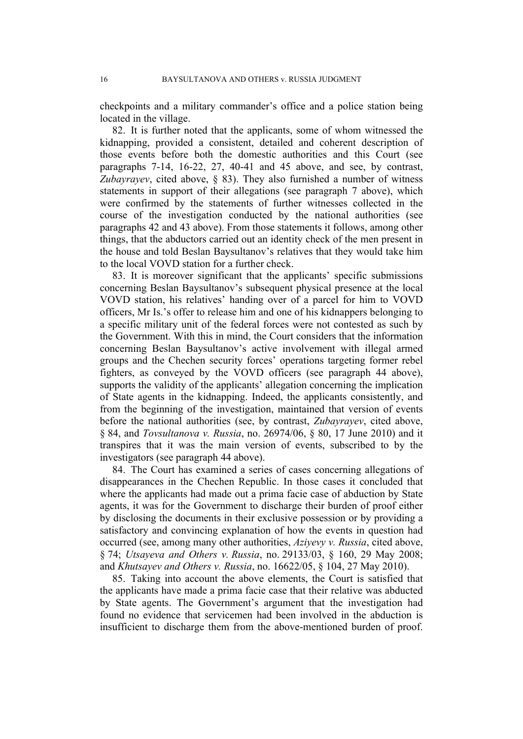checkpoints and a military commander's office and a police station being located in the village.

82. It is further noted that the applicants, some of whom witnessed the kidnapping, provided a consistent, detailed and coherent description of those events before both the domestic authorities and this Court (see paragraphs 7-14, 16-22, 27, 40-41 and 45 above, and see, by contrast, *Zubayrayev*, cited above, § 83). They also furnished a number of witness statements in support of their allegations (see paragraph 7 above), which were confirmed by the statements of further witnesses collected in the course of the investigation conducted by the national authorities (see paragraphs 42 and 43 above). From those statements it follows, among other things, that the abductors carried out an identity check of the men present in the house and told Beslan Baysultanov's relatives that they would take him to the local VOVD station for a further check.

83. It is moreover significant that the applicants' specific submissions concerning Beslan Baysultanov's subsequent physical presence at the local VOVD station, his relatives' handing over of a parcel for him to VOVD officers, Mr Is.'s offer to release him and one of his kidnappers belonging to a specific military unit of the federal forces were not contested as such by the Government. With this in mind, the Court considers that the information concerning Beslan Baysultanov's active involvement with illegal armed groups and the Chechen security forces' operations targeting former rebel fighters, as conveyed by the VOVD officers (see paragraph 44 above), supports the validity of the applicants' allegation concerning the implication of State agents in the kidnapping. Indeed, the applicants consistently, and from the beginning of the investigation, maintained that version of events before the national authorities (see, by contrast, *Zubayrayev*, cited above, § 84, and *Tovsultanova v. Russia*, no. 26974/06, § 80, 17 June 2010) and it transpires that it was the main version of events, subscribed to by the investigators (see paragraph 44 above).

84. The Court has examined a series of cases concerning allegations of disappearances in the Chechen Republic. In those cases it concluded that where the applicants had made out a prima facie case of abduction by State agents, it was for the Government to discharge their burden of proof either by disclosing the documents in their exclusive possession or by providing a satisfactory and convincing explanation of how the events in question had occurred (see, among many other authorities, *Aziyevy v. Russia*, cited above, § 74; *Utsayeva and Others v. Russia*, no. 29133/03, § 160, 29 May 2008; and *Khutsayev and Others v. Russia*, no. 16622/05, § 104, 27 May 2010).

85. Taking into account the above elements, the Court is satisfied that the applicants have made a prima facie case that their relative was abducted by State agents. The Government's argument that the investigation had found no evidence that servicemen had been involved in the abduction is insufficient to discharge them from the above-mentioned burden of proof.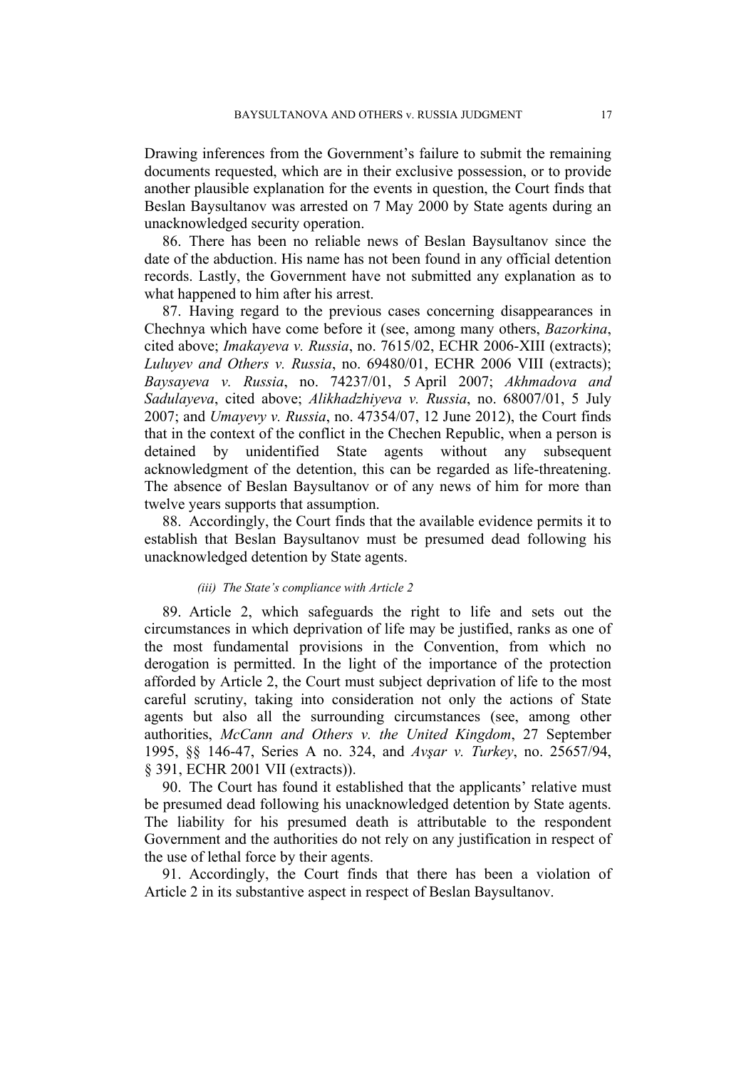Drawing inferences from the Government's failure to submit the remaining documents requested, which are in their exclusive possession, or to provide another plausible explanation for the events in question, the Court finds that Beslan Baysultanov was arrested on 7 May 2000 by State agents during an unacknowledged security operation.

86. There has been no reliable news of Beslan Baysultanov since the date of the abduction. His name has not been found in any official detention records. Lastly, the Government have not submitted any explanation as to what happened to him after his arrest.

87. Having regard to the previous cases concerning disappearances in Chechnya which have come before it (see, among many others, *Bazorkina*, cited above; *Imakayeva v. Russia*, no. 7615/02, ECHR 2006-XIII (extracts); *Luluyev and Others v. Russia*, no. 69480/01, ECHR 2006 VIII (extracts); *Baysayeva v. Russia*, no. 74237/01, 5 April 2007; *Akhmadova and Sadulayeva*, cited above; *Alikhadzhiyeva v. Russia*, no. 68007/01, 5 July 2007; and *Umayevy v. Russia*, no. 47354/07, 12 June 2012), the Court finds that in the context of the conflict in the Chechen Republic, when a person is detained by unidentified State agents without any subsequent acknowledgment of the detention, this can be regarded as life-threatening. The absence of Beslan Baysultanov or of any news of him for more than twelve years supports that assumption.

88. Accordingly, the Court finds that the available evidence permits it to establish that Beslan Baysultanov must be presumed dead following his unacknowledged detention by State agents.

*(iii) The State's compliance with Article 2*

89. Article 2, which safeguards the right to life and sets out the circumstances in which deprivation of life may be justified, ranks as one of the most fundamental provisions in the Convention, from which no derogation is permitted. In the light of the importance of the protection afforded by Article 2, the Court must subject deprivation of life to the most careful scrutiny, taking into consideration not only the actions of State agents but also all the surrounding circumstances (see, among other authorities, *McCann and Others v. the United Kingdom*, 27 September 1995, §§ 146-47, Series A no. 324, and *Avşar v. Turkey*, no. 25657/94, § 391, ECHR 2001 VII (extracts)).

90. The Court has found it established that the applicants' relative must be presumed dead following his unacknowledged detention by State agents. The liability for his presumed death is attributable to the respondent Government and the authorities do not rely on any justification in respect of the use of lethal force by their agents.

91. Accordingly, the Court finds that there has been a violation of Article 2 in its substantive aspect in respect of Beslan Baysultanov.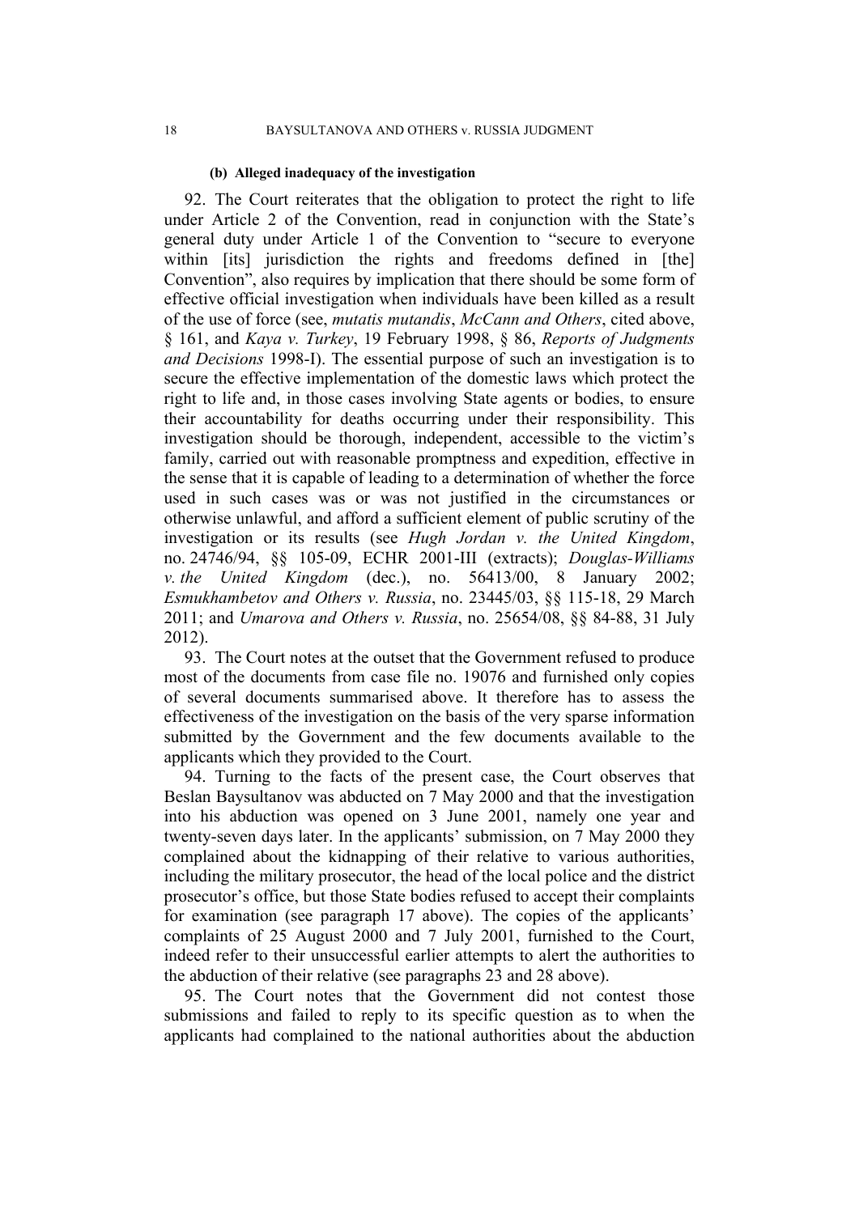#### (b) Alleged inadequacy of the investigation

92. The Court reiterates that the obligation to protect the right to life under Article 2 of the Convention, read in conjunction with the State's general duty under Article 1 of the Convention to "secure to everyone within [its] jurisdiction the rights and freedoms defined in [the] Convention", also requires by implication that there should be some form of effective official investigation when individuals have been killed as a result of the use of force (see, *mutatis mutandis*, *McCann and Others*, cited above, § 161, and *Kaya v. Turkey*, 19 February 1998, § 86, *Reports of Judgments and Decisions* 1998-I). The essential purpose of such an investigation is to secure the effective implementation of the domestic laws which protect the right to life and, in those cases involving State agents or bodies, to ensure their accountability for deaths occurring under their responsibility. This investigation should be thorough, independent, accessible to the victim's family, carried out with reasonable promptness and expedition, effective in the sense that it is capable of leading to a determination of whether the force used in such cases was or was not justified in the circumstances or otherwise unlawful, and afford a sufficient element of public scrutiny of the investigation or its results (see *Hugh Jordan v. the United Kingdom*, no. 24746/94, §§ 105-09, ECHR 2001-III (extracts); *Douglas-Williams v. the United Kingdom* (dec.), no. 56413/00, 8 January 2002; *Esmukhambetov and Others v. Russia*, no. 23445/03, §§ 115-18, 29 March 2011; and *Umarova and Others v. Russia*, no. 25654/08, §§ 84-88, 31 July 2012).

93. The Court notes at the outset that the Government refused to produce most of the documents from case file no. 19076 and furnished only copies of several documents summarised above. It therefore has to assess the effectiveness of the investigation on the basis of the very sparse information submitted by the Government and the few documents available to the applicants which they provided to the Court.

94. Turning to the facts of the present case, the Court observes that Beslan Baysultanov was abducted on 7 May 2000 and that the investigation into his abduction was opened on 3 June 2001, namely one year and twenty-seven days later. In the applicants' submission, on 7 May 2000 they complained about the kidnapping of their relative to various authorities, including the military prosecutor, the head of the local police and the district prosecutor's office, but those State bodies refused to accept their complaints for examination (see paragraph 17 above). The copies of the applicants' complaints of 25 August 2000 and 7 July 2001, furnished to the Court, indeed refer to their unsuccessful earlier attempts to alert the authorities to the abduction of their relative (see paragraphs 23 and 28 above).

95. The Court notes that the Government did not contest those submissions and failed to reply to its specific question as to when the applicants had complained to the national authorities about the abduction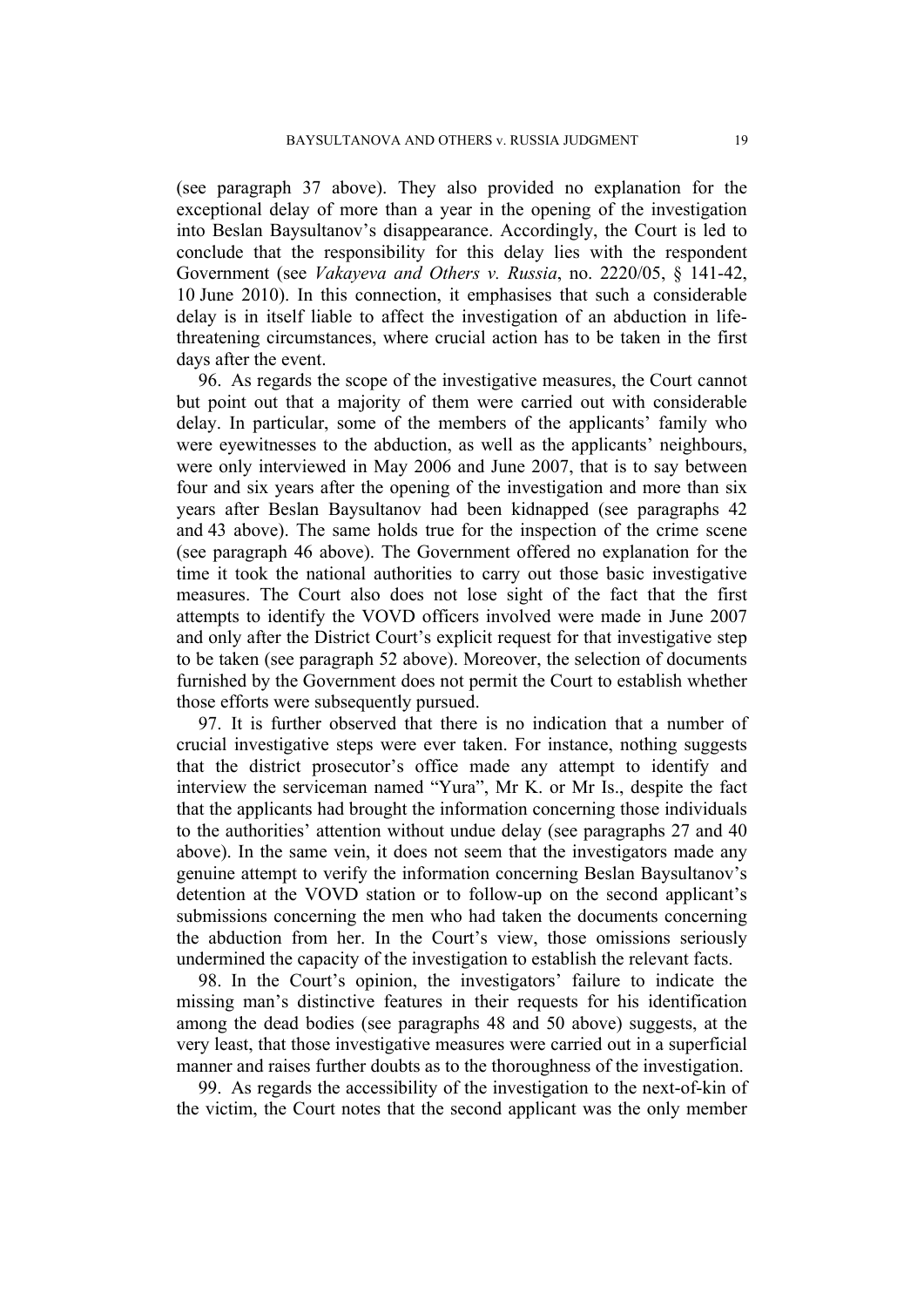(see paragraph 37 above). They also provided no explanation for the exceptional delay of more than a year in the opening of the investigation into Beslan Baysultanov's disappearance. Accordingly, the Court is led to conclude that the responsibility for this delay lies with the respondent Government (see *Vakayeva and Others v. Russia*, no. 2220/05, § 141-42, 10 June 2010). In this connection, it emphasises that such a considerable delay is in itself liable to affect the investigation of an abduction in life-threatening circumstances, where crucial action has to be taken in the first days after the event.

96. As regards the scope of the investigative measures, the Court cannot but point out that a majority of them were carried out with considerable delay. In particular, some of the members of the applicants' family who were eyewitnesses to the abduction, as well as the applicants' neighbours, were only interviewed in May 2006 and June 2007, that is to say between four and six years after the opening of the investigation and more than six years after Beslan Baysultanov had been kidnapped (see paragraphs 42 and 43 above). The same holds true for the inspection of the crime scene (see paragraph 46 above). The Government offered no explanation for the time it took the national authorities to carry out those basic investigative measures. The Court also does not lose sight of the fact that the first attempts to identify the VOVD officers involved were made in June 2007 and only after the District Court's explicit request for that investigative step to be taken (see paragraph 52 above). Moreover, the selection of documents furnished by the Government does not permit the Court to establish whether those efforts were subsequently pursued.

97. It is further observed that there is no indication that a number of crucial investigative steps were ever taken. For instance, nothing suggests that the district prosecutor's office made any attempt to identify and interview the serviceman named "Yura", Mr K. or Mr Is., despite the fact that the applicants had brought the information concerning those individuals to the authorities' attention without undue delay (see paragraphs 27 and 40 above). In the same vein, it does not seem that the investigators made any genuine attempt to verify the information concerning Beslan Baysultanov's detention at the VOVD station or to follow-up on the second applicant's submissions concerning the men who had taken the documents concerning the abduction from her. In the Court's view, those omissions seriously undermined the capacity of the investigation to establish the relevant facts.

98. In the Court's opinion, the investigators' failure to indicate the missing man's distinctive features in their requests for his identification among the dead bodies (see paragraphs 48 and 50 above) suggests, at the very least, that those investigative measures were carried out in a superficial manner and raises further doubts as to the thoroughness of the investigation.

99. As regards the accessibility of the investigation to the next-of-kin of the victim, the Court notes that the second applicant was the only member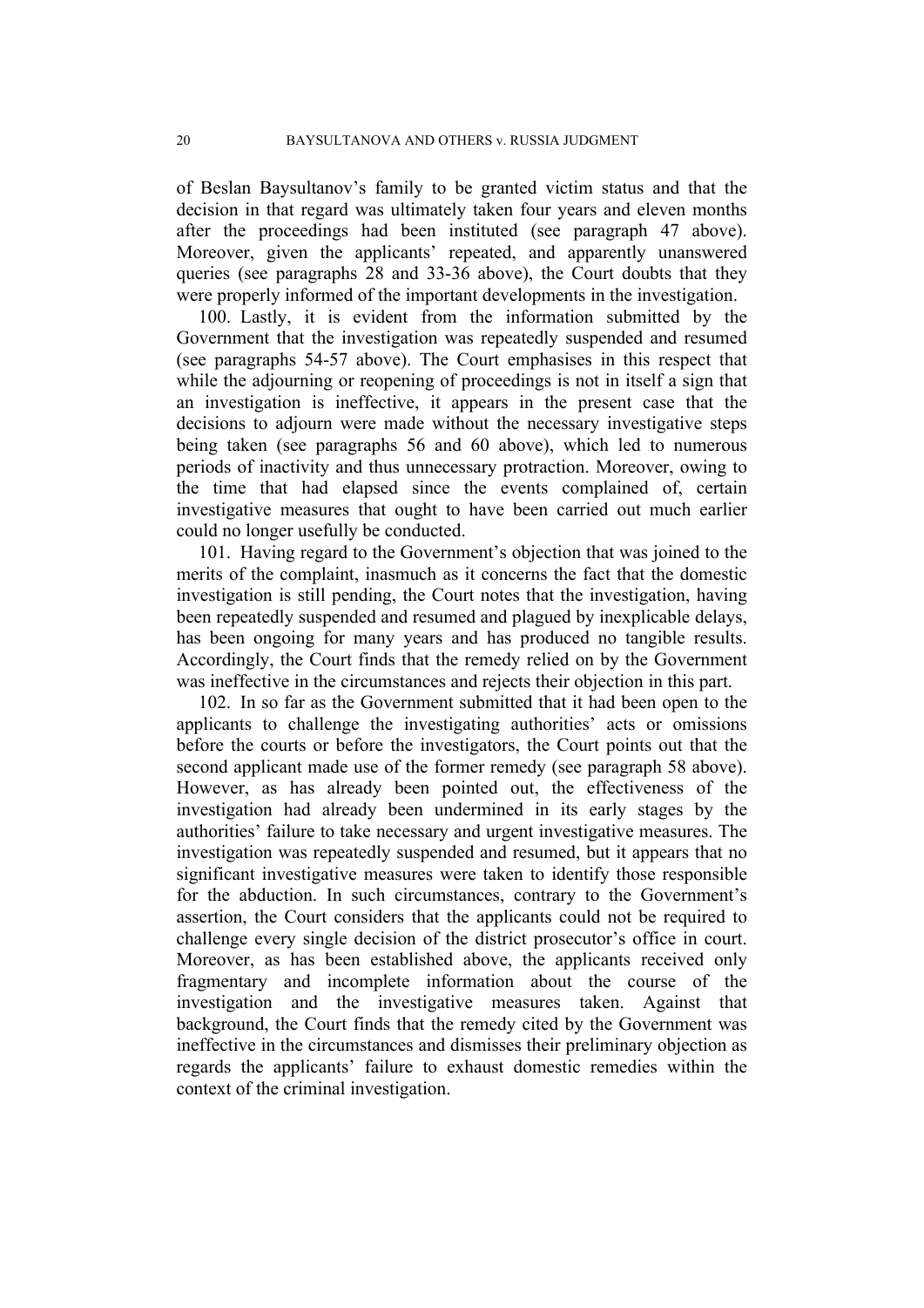of Beslan Baysultanov's family to be granted victim status and that the decision in that regard was ultimately taken four years and eleven months after the proceedings had been instituted (see paragraph 47 above). Moreover, given the applicants' repeated, and apparently unanswered queries (see paragraphs 28 and 33-36 above), the Court doubts that they were properly informed of the important developments in the investigation.

100. Lastly, it is evident from the information submitted by the Government that the investigation was repeatedly suspended and resumed (see paragraphs 54-57 above). The Court emphasises in this respect that while the adjourning or reopening of proceedings is not in itself a sign that an investigation is ineffective, it appears in the present case that the decisions to adjourn were made without the necessary investigative steps being taken (see paragraphs 56 and 60 above), which led to numerous periods of inactivity and thus unnecessary protraction. Moreover, owing to the time that had elapsed since the events complained of, certain investigative measures that ought to have been carried out much earlier could no longer usefully be conducted.

101. Having regard to the Government's objection that was joined to the merits of the complaint, inasmuch as it concerns the fact that the domestic investigation is still pending, the Court notes that the investigation, having been repeatedly suspended and resumed and plagued by inexplicable delays, has been ongoing for many years and has produced no tangible results. Accordingly, the Court finds that the remedy relied on by the Government was ineffective in the circumstances and rejects their objection in this part.

102. In so far as the Government submitted that it had been open to the applicants to challenge the investigating authorities' acts or omissions before the courts or before the investigators, the Court points out that the second applicant made use of the former remedy (see paragraph 58 above). However, as has already been pointed out, the effectiveness of the investigation had already been undermined in its early stages by the authorities' failure to take necessary and urgent investigative measures. The investigation was repeatedly suspended and resumed, but it appears that no significant investigative measures were taken to identify those responsible for the abduction. In such circumstances, contrary to the Government's assertion, the Court considers that the applicants could not be required to challenge every single decision of the district prosecutor's office in court. Moreover, as has been established above, the applicants received only fragmentary and incomplete information about the course of the investigation and the investigative measures taken. Against that background, the Court finds that the remedy cited by the Government was ineffective in the circumstances and dismisses their preliminary objection as regards the applicants' failure to exhaust domestic remedies within the context of the criminal investigation.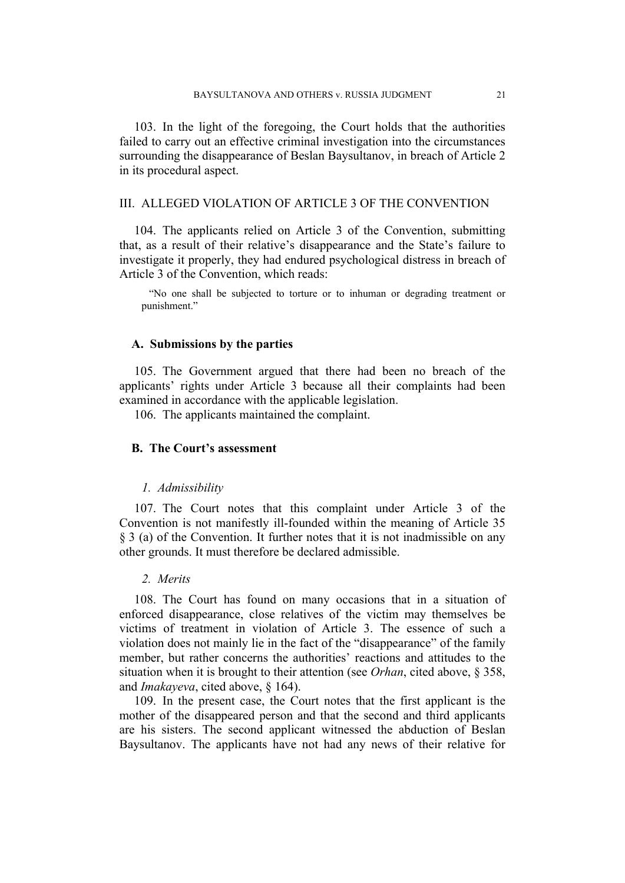103. In the light of the foregoing, the Court holds that the authorities failed to carry out an effective criminal investigation into the circumstances surrounding the disappearance of Beslan Baysultanov, in breach of Article 2 in its procedural aspect.

## III. ALLEGED VIOLATION OF ARTICLE 3 OF THE CONVENTION

104. The applicants relied on Article 3 of the Convention, submitting that, as a result of their relative's disappearance and the State's failure to investigate it properly, they had endured psychological distress in breach of Article 3 of the Convention, which reads:

> "No one shall be subjected to torture or to inhuman or degrading treatment or punishment."

### A. Submissions by the parties

105. The Government argued that there had been no breach of the applicants' rights under Article 3 because all their complaints had been examined in accordance with the applicable legislation.

106. The applicants maintained the complaint.

### B. The Court's assessment

#### *1. Admissibility*

107. The Court notes that this complaint under Article 3 of the Convention is not manifestly ill-founded within the meaning of Article 35 § 3 (a) of the Convention. It further notes that it is not inadmissible on any other grounds. It must therefore be declared admissible.

#### *2. Merits*

108. The Court has found on many occasions that in a situation of enforced disappearance, close relatives of the victim may themselves be victims of treatment in violation of Article 3. The essence of such a violation does not mainly lie in the fact of the "disappearance" of the family member, but rather concerns the authorities' reactions and attitudes to the situation when it is brought to their attention (see *Orhan*, cited above, § 358, and *Imakayeva*, cited above, § 164).

109. In the present case, the Court notes that the first applicant is the mother of the disappeared person and that the second and third applicants are his sisters. The second applicant witnessed the abduction of Beslan Baysultanov. The applicants have not had any news of their relative for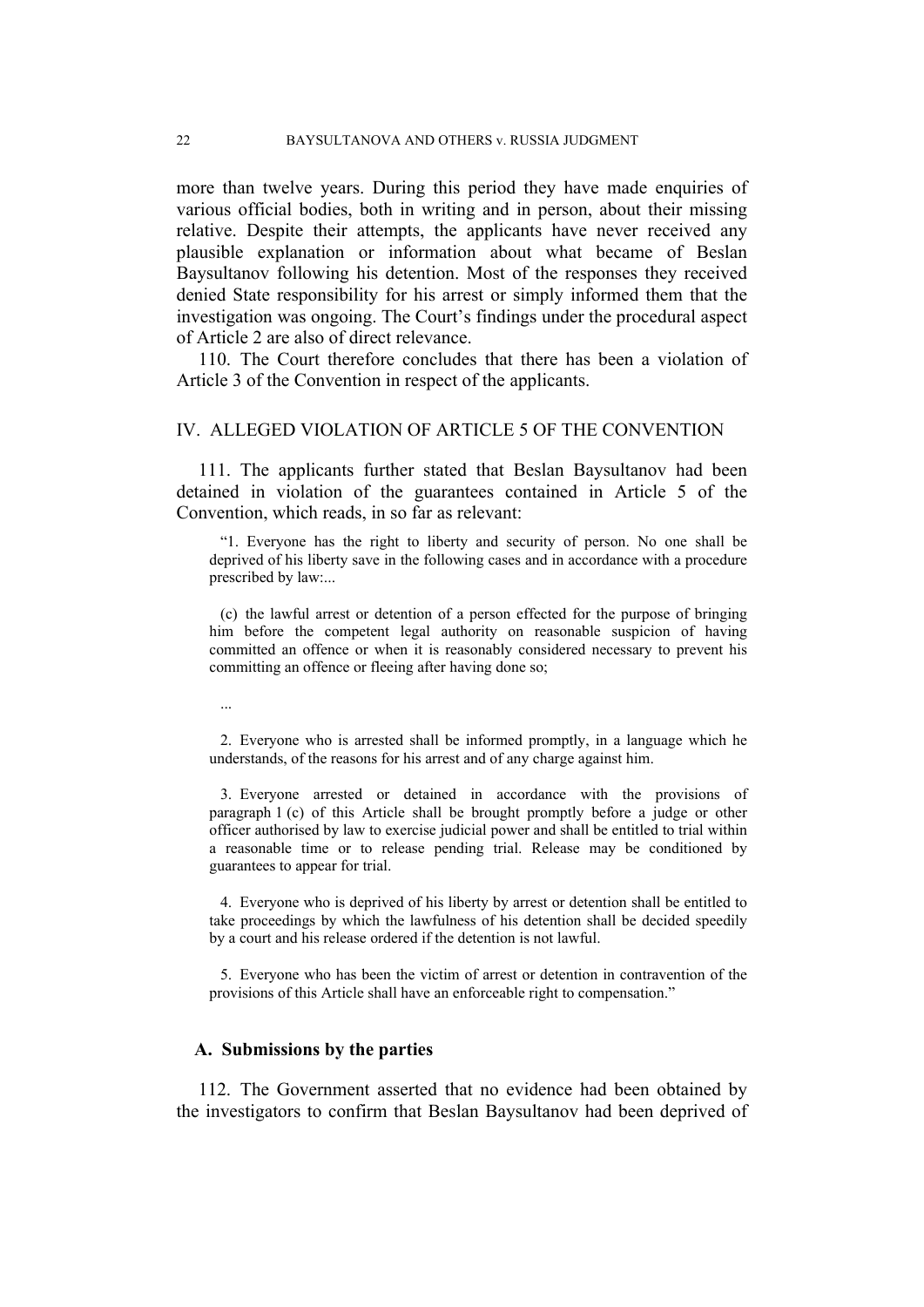more than twelve years. During this period they have made enquiries of various official bodies, both in writing and in person, about their missing relative. Despite their attempts, the applicants have never received any plausible explanation or information about what became of Beslan Baysultanov following his detention. Most of the responses they received denied State responsibility for his arrest or simply informed them that the investigation was ongoing. The Court's findings under the procedural aspect of Article 2 are also of direct relevance.

110. The Court therefore concludes that there has been a violation of Article 3 of the Convention in respect of the applicants.

## IV. ALLEGED VIOLATION OF ARTICLE 5 OF THE CONVENTION

111. The applicants further stated that Beslan Baysultanov had been detained in violation of the guarantees contained in Article 5 of the Convention, which reads, in so far as relevant:

> "1. Everyone has the right to liberty and security of person. No one shall be deprived of his liberty save in the following cases and in accordance with a procedure prescribed by law:...
>
> (c) the lawful arrest or detention of a person effected for the purpose of bringing him before the competent legal authority on reasonable suspicion of having committed an offence or when it is reasonably considered necessary to prevent his committing an offence or fleeing after having done so;
>
> ...
>
> 2. Everyone who is arrested shall be informed promptly, in a language which he understands, of the reasons for his arrest and of any charge against him.
>
> 3. Everyone arrested or detained in accordance with the provisions of paragraph 1 (c) of this Article shall be brought promptly before a judge or other officer authorised by law to exercise judicial power and shall be entitled to trial within a reasonable time or to release pending trial. Release may be conditioned by guarantees to appear for trial.
>
> 4. Everyone who is deprived of his liberty by arrest or detention shall be entitled to take proceedings by which the lawfulness of his detention shall be decided speedily by a court and his release ordered if the detention is not lawful.
>
> 5. Everyone who has been the victim of arrest or detention in contravention of the provisions of this Article shall have an enforceable right to compensation."

### A. Submissions by the parties

112. The Government asserted that no evidence had been obtained by the investigators to confirm that Beslan Baysultanov had been deprived of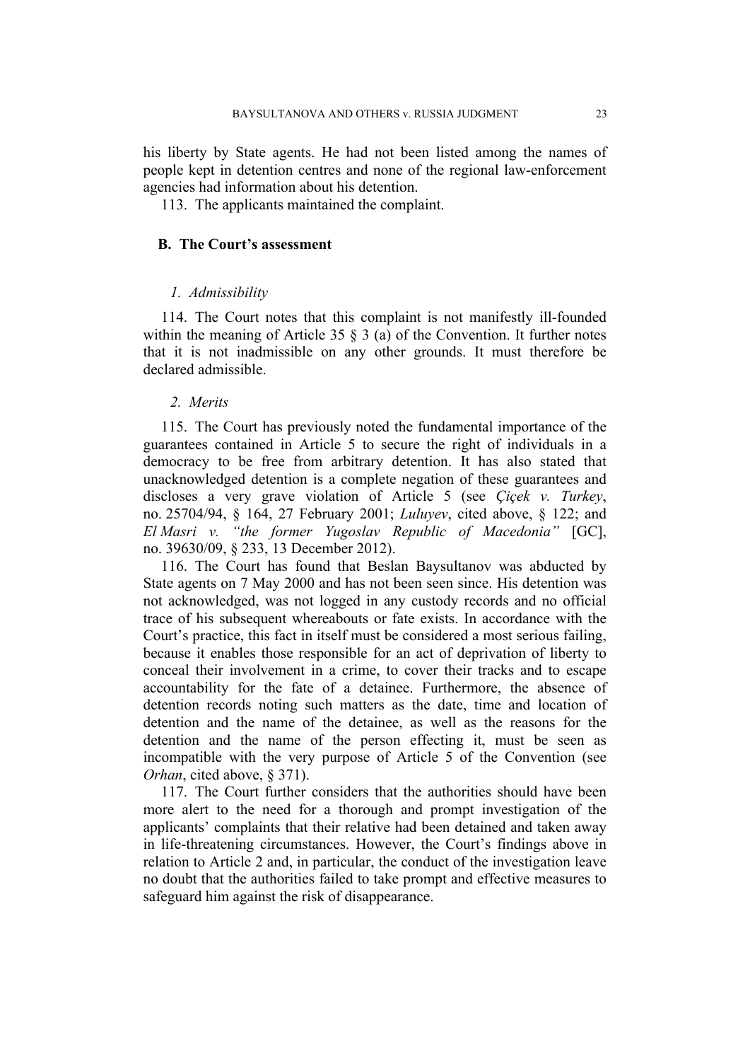his liberty by State agents. He had not been listed among the names of people kept in detention centres and none of the regional law-enforcement agencies had information about his detention.

113. The applicants maintained the complaint.

## B. The Court's assessment

### *1. Admissibility*

114. The Court notes that this complaint is not manifestly ill-founded within the meaning of Article 35 § 3 (a) of the Convention. It further notes that it is not inadmissible on any other grounds. It must therefore be declared admissible.

### *2. Merits*

115. The Court has previously noted the fundamental importance of the guarantees contained in Article 5 to secure the right of individuals in a democracy to be free from arbitrary detention. It has also stated that unacknowledged detention is a complete negation of these guarantees and discloses a very grave violation of Article 5 (see *Çiçek v. Turkey*, no. 25704/94, § 164, 27 February 2001; *Luluyev*, cited above, § 122; and *El Masri v. "the former Yugoslav Republic of Macedonia"* [GC], no. 39630/09, § 233, 13 December 2012).

116. The Court has found that Beslan Baysultanov was abducted by State agents on 7 May 2000 and has not been seen since. His detention was not acknowledged, was not logged in any custody records and no official trace of his subsequent whereabouts or fate exists. In accordance with the Court's practice, this fact in itself must be considered a most serious failing, because it enables those responsible for an act of deprivation of liberty to conceal their involvement in a crime, to cover their tracks and to escape accountability for the fate of a detainee. Furthermore, the absence of detention records noting such matters as the date, time and location of detention and the name of the detainee, as well as the reasons for the detention and the name of the person effecting it, must be seen as incompatible with the very purpose of Article 5 of the Convention (see *Orhan*, cited above, § 371).

117. The Court further considers that the authorities should have been more alert to the need for a thorough and prompt investigation of the applicants' complaints that their relative had been detained and taken away in life-threatening circumstances. However, the Court's findings above in relation to Article 2 and, in particular, the conduct of the investigation leave no doubt that the authorities failed to take prompt and effective measures to safeguard him against the risk of disappearance.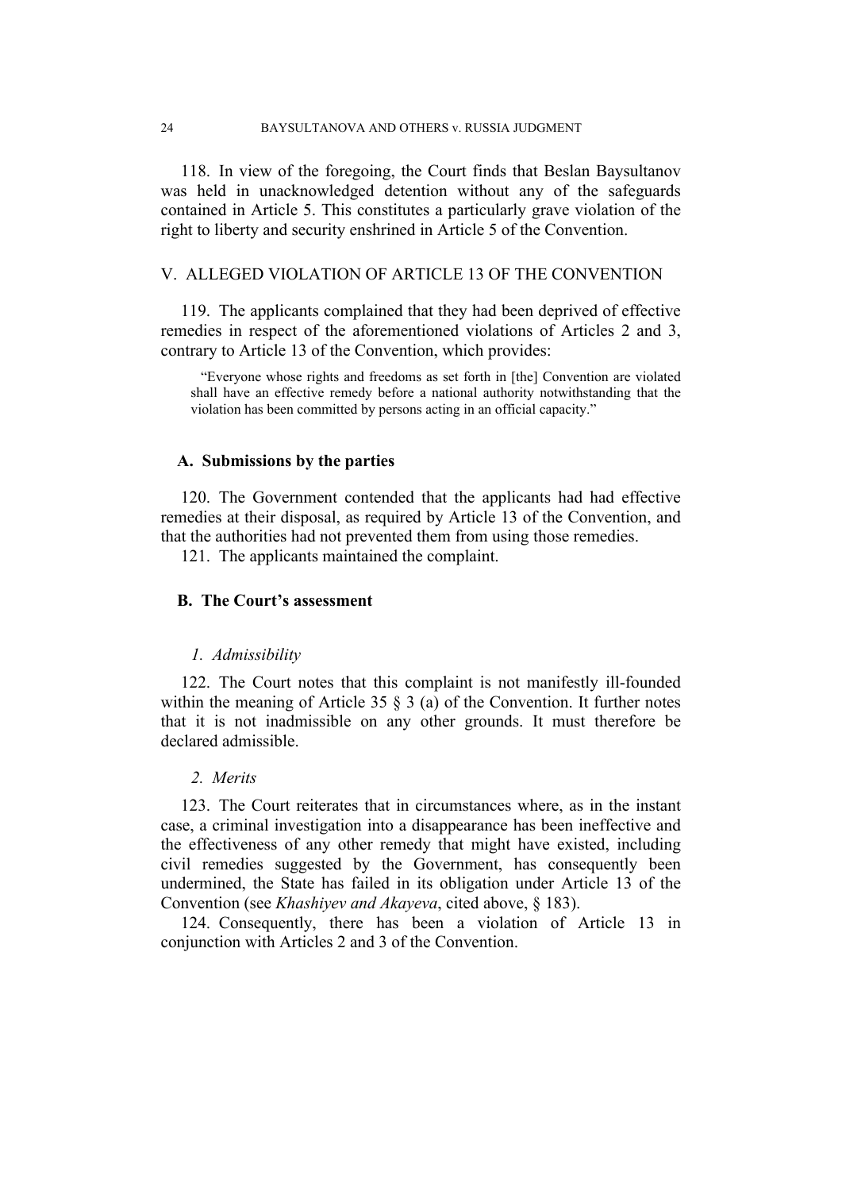118. In view of the foregoing, the Court finds that Beslan Baysultanov was held in unacknowledged detention without any of the safeguards contained in Article 5. This constitutes a particularly grave violation of the right to liberty and security enshrined in Article 5 of the Convention.

## V. ALLEGED VIOLATION OF ARTICLE 13 OF THE CONVENTION

119. The applicants complained that they had been deprived of effective remedies in respect of the aforementioned violations of Articles 2 and 3, contrary to Article 13 of the Convention, which provides:

> "Everyone whose rights and freedoms as set forth in [the] Convention are violated shall have an effective remedy before a national authority notwithstanding that the violation has been committed by persons acting in an official capacity."

### A. Submissions by the parties

120. The Government contended that the applicants had had effective remedies at their disposal, as required by Article 13 of the Convention, and that the authorities had not prevented them from using those remedies.

121. The applicants maintained the complaint.

### B. The Court's assessment

#### *1. Admissibility*

122. The Court notes that this complaint is not manifestly ill-founded within the meaning of Article 35 § 3 (a) of the Convention. It further notes that it is not inadmissible on any other grounds. It must therefore be declared admissible.

#### *2. Merits*

123. The Court reiterates that in circumstances where, as in the instant case, a criminal investigation into a disappearance has been ineffective and the effectiveness of any other remedy that might have existed, including civil remedies suggested by the Government, has consequently been undermined, the State has failed in its obligation under Article 13 of the Convention (see *Khashiyev and Akayeva*, cited above, § 183).

124. Consequently, there has been a violation of Article 13 in conjunction with Articles 2 and 3 of the Convention.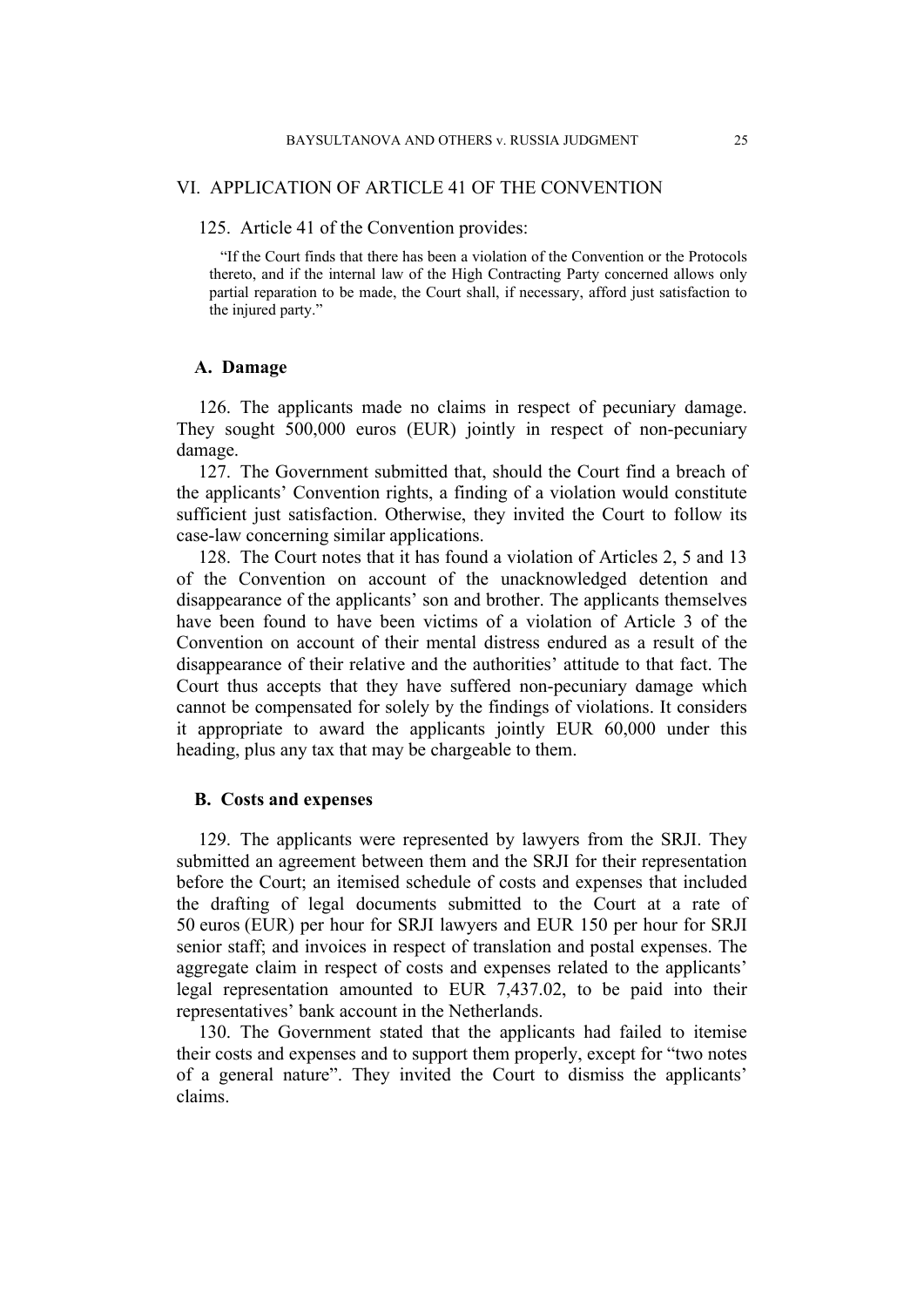## VI. APPLICATION OF ARTICLE 41 OF THE CONVENTION

125. Article 41 of the Convention provides:

> "If the Court finds that there has been a violation of the Convention or the Protocols thereto, and if the internal law of the High Contracting Party concerned allows only partial reparation to be made, the Court shall, if necessary, afford just satisfaction to the injured party."

### A. Damage

126. The applicants made no claims in respect of pecuniary damage. They sought 500,000 euros (EUR) jointly in respect of non-pecuniary damage.

127. The Government submitted that, should the Court find a breach of the applicants' Convention rights, a finding of a violation would constitute sufficient just satisfaction. Otherwise, they invited the Court to follow its case-law concerning similar applications.

128. The Court notes that it has found a violation of Articles 2, 5 and 13 of the Convention on account of the unacknowledged detention and disappearance of the applicants' son and brother. The applicants themselves have been found to have been victims of a violation of Article 3 of the Convention on account of their mental distress endured as a result of the disappearance of their relative and the authorities' attitude to that fact. The Court thus accepts that they have suffered non-pecuniary damage which cannot be compensated for solely by the findings of violations. It considers it appropriate to award the applicants jointly EUR 60,000 under this heading, plus any tax that may be chargeable to them.

### B. Costs and expenses

129. The applicants were represented by lawyers from the SRJI. They submitted an agreement between them and the SRJI for their representation before the Court; an itemised schedule of costs and expenses that included the drafting of legal documents submitted to the Court at a rate of 50 euros (EUR) per hour for SRJI lawyers and EUR 150 per hour for SRJI senior staff; and invoices in respect of translation and postal expenses. The aggregate claim in respect of costs and expenses related to the applicants' legal representation amounted to EUR 7,437.02, to be paid into their representatives' bank account in the Netherlands.

130. The Government stated that the applicants had failed to itemise their costs and expenses and to support them properly, except for "two notes of a general nature". They invited the Court to dismiss the applicants' claims.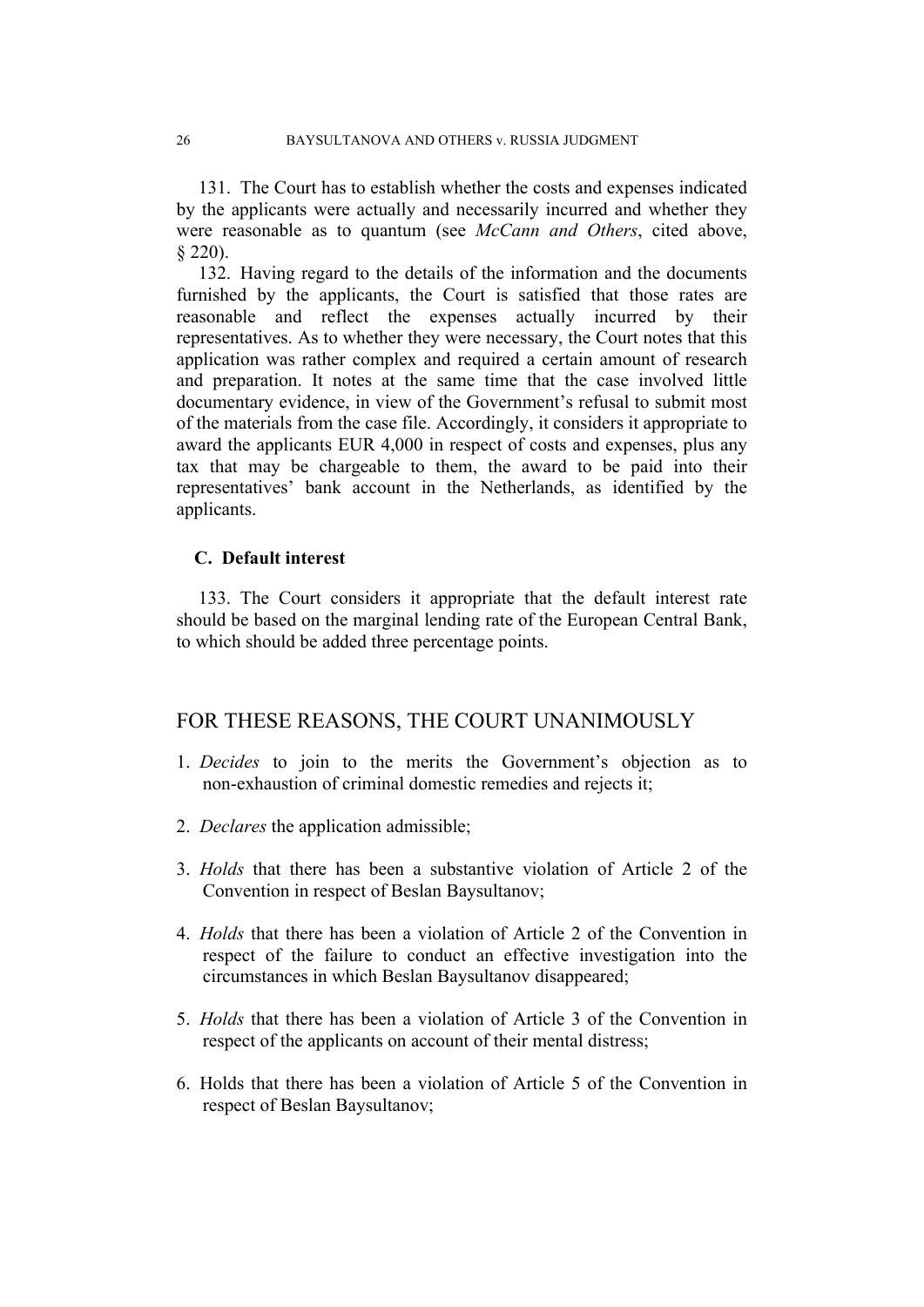131. The Court has to establish whether the costs and expenses indicated by the applicants were actually and necessarily incurred and whether they were reasonable as to quantum (see *McCann and Others*, cited above, § 220).

132. Having regard to the details of the information and the documents furnished by the applicants, the Court is satisfied that those rates are reasonable and reflect the expenses actually incurred by their representatives. As to whether they were necessary, the Court notes that this application was rather complex and required a certain amount of research and preparation. It notes at the same time that the case involved little documentary evidence, in view of the Government's refusal to submit most of the materials from the case file. Accordingly, it considers it appropriate to award the applicants EUR 4,000 in respect of costs and expenses, plus any tax that may be chargeable to them, the award to be paid into their representatives' bank account in the Netherlands, as identified by the applicants.

### C. Default interest

133. The Court considers it appropriate that the default interest rate should be based on the marginal lending rate of the European Central Bank, to which should be added three percentage points.

## FOR THESE REASONS, THE COURT UNANIMOUSLY

1. *Decides* to join to the merits the Government's objection as to non-exhaustion of criminal domestic remedies and rejects it;

2. *Declares* the application admissible;

3. *Holds* that there has been a substantive violation of Article 2 of the Convention in respect of Beslan Baysultanov;

4. *Holds* that there has been a violation of Article 2 of the Convention in respect of the failure to conduct an effective investigation into the circumstances in which Beslan Baysultanov disappeared;

5. *Holds* that there has been a violation of Article 3 of the Convention in respect of the applicants on account of their mental distress;

6. Holds that there has been a violation of Article 5 of the Convention in respect of Beslan Baysultanov;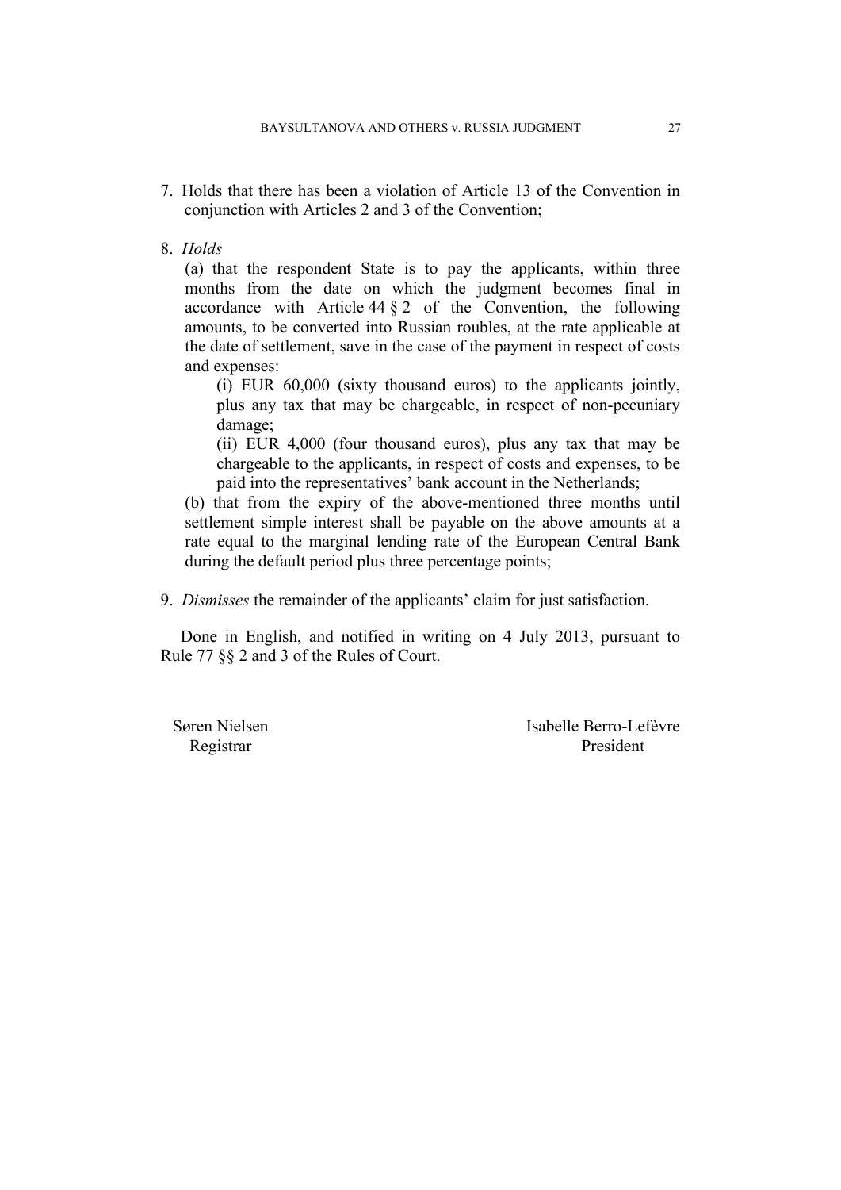7. Holds that there has been a violation of Article 13 of the Convention in conjunction with Articles 2 and 3 of the Convention;

8. *Holds*

   (a) that the respondent State is to pay the applicants, within three months from the date on which the judgment becomes final in accordance with Article 44 § 2 of the Convention, the following amounts, to be converted into Russian roubles, at the rate applicable at the date of settlement, save in the case of the payment in respect of costs and expenses:

   (i) EUR 60,000 (sixty thousand euros) to the applicants jointly, plus any tax that may be chargeable, in respect of non-pecuniary damage;

   (ii) EUR 4,000 (four thousand euros), plus any tax that may be chargeable to the applicants, in respect of costs and expenses, to be paid into the representatives' bank account in the Netherlands;

   (b) that from the expiry of the above-mentioned three months until settlement simple interest shall be payable on the above amounts at a rate equal to the marginal lending rate of the European Central Bank during the default period plus three percentage points;

9. *Dismisses* the remainder of the applicants' claim for just satisfaction.

Done in English, and notified in writing on 4 July 2013, pursuant to Rule 77 §§ 2 and 3 of the Rules of Court.

Søren Nielsen
Registrar

Isabelle Berro-Lefèvre
President